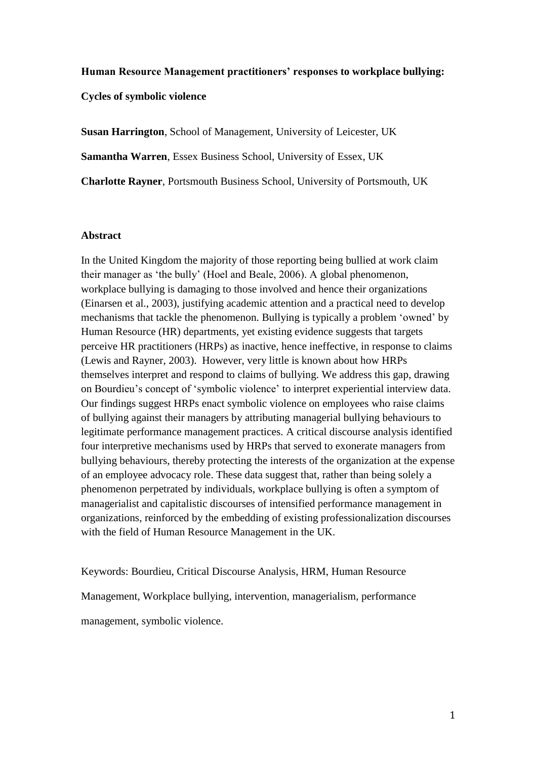**Human Resource Management practitioners' responses to workplace bullying:**

**Cycles of symbolic violence**

**Susan Harrington**, School of Management, University of Leicester, UK

**Samantha Warren**, Essex Business School, University of Essex, UK

**Charlotte Rayner**, Portsmouth Business School, University of Portsmouth, UK

## Abstract

In the United Kingdom the majority of those reporting being bullied at work claim their manager as 'the bully' (Hoel and Beale, 2006). A global phenomenon, workplace bullying is damaging to those involved and hence their organizations (Einarsen et al., 2003), justifying academic attention and a practical need to develop mechanisms that tackle the phenomenon. Bullying is typically a problem 'owned' by Human Resource (HR) departments, yet existing evidence suggests that targets perceive HR practitioners (HRPs) as inactive, hence ineffective, in response to claims (Lewis and Rayner, 2003). However, very little is known about how HRPs themselves interpret and respond to claims of bullying. We address this gap, drawing on Bourdieu's concept of 'symbolic violence' to interpret experiential interview data. Our findings suggest HRPs enact symbolic violence on employees who raise claims of bullying against their managers by attributing managerial bullying behaviours to legitimate performance management practices. A critical discourse analysis identified four interpretive mechanisms used by HRPs that served to exonerate managers from bullying behaviours, thereby protecting the interests of the organization at the expense of an employee advocacy role. These data suggest that, rather than being solely a phenomenon perpetrated by individuals, workplace bullying is often a symptom of managerialist and capitalistic discourses of intensified performance management in organizations, reinforced by the embedding of existing professionalization discourses with the field of Human Resource Management in the UK.

Keywords: Bourdieu, Critical Discourse Analysis, HRM, Human Resource Management, Workplace bullying, intervention, managerialism, performance management, symbolic violence.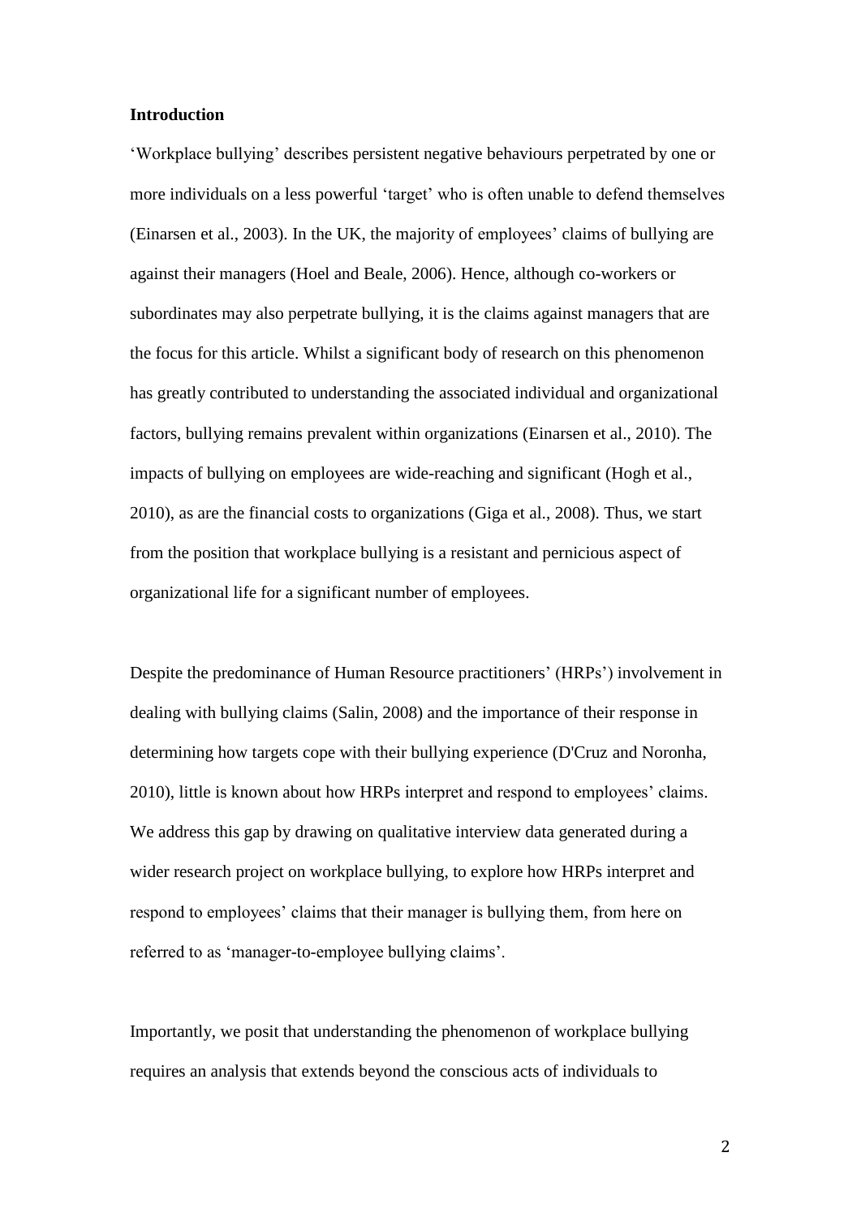**Introduction**

'Workplace bullying' describes persistent negative behaviours perpetrated by one or more individuals on a less powerful 'target' who is often unable to defend themselves (Einarsen et al., 2003). In the UK, the majority of employees' claims of bullying are against their managers (Hoel and Beale, 2006). Hence, although co-workers or subordinates may also perpetrate bullying, it is the claims against managers that are the focus for this article. Whilst a significant body of research on this phenomenon has greatly contributed to understanding the associated individual and organizational factors, bullying remains prevalent within organizations (Einarsen et al., 2010). The impacts of bullying on employees are wide-reaching and significant (Hogh et al., 2010), as are the financial costs to organizations (Giga et al., 2008). Thus, we start from the position that workplace bullying is a resistant and pernicious aspect of organizational life for a significant number of employees.

Despite the predominance of Human Resource practitioners' (HRPs') involvement in dealing with bullying claims (Salin, 2008) and the importance of their response in determining how targets cope with their bullying experience (D'Cruz and Noronha, 2010), little is known about how HRPs interpret and respond to employees' claims. We address this gap by drawing on qualitative interview data generated during a wider research project on workplace bullying, to explore how HRPs interpret and respond to employees' claims that their manager is bullying them, from here on referred to as 'manager-to-employee bullying claims'.

Importantly, we posit that understanding the phenomenon of workplace bullying requires an analysis that extends beyond the conscious acts of individuals to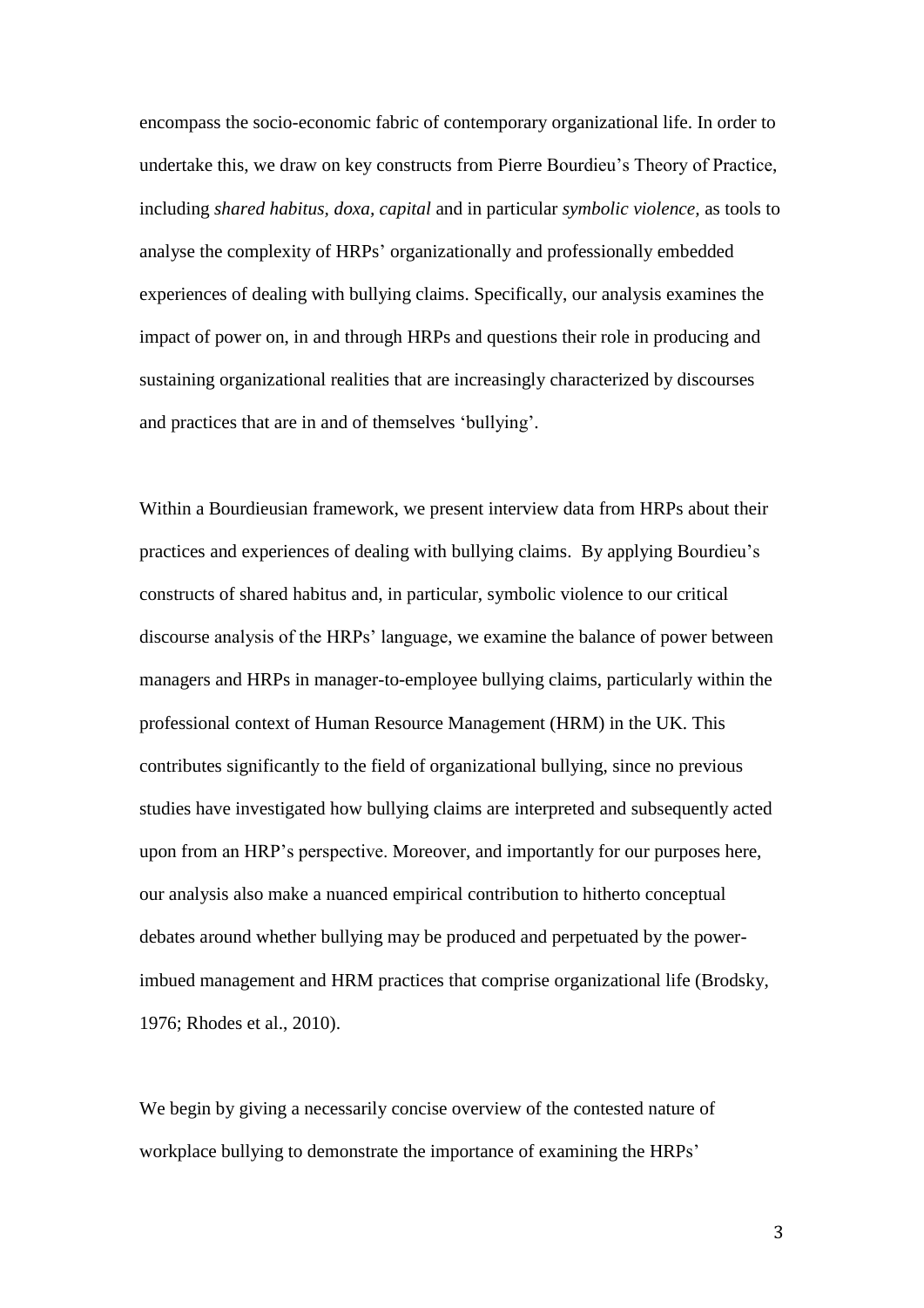encompass the socio-economic fabric of contemporary organizational life. In order to undertake this, we draw on key constructs from Pierre Bourdieu's Theory of Practice, including *shared habitus, doxa, capital* and in particular *symbolic violence,* as tools to analyse the complexity of HRPs' organizationally and professionally embedded experiences of dealing with bullying claims. Specifically, our analysis examines the impact of power on, in and through HRPs and questions their role in producing and sustaining organizational realities that are increasingly characterized by discourses and practices that are in and of themselves 'bullying'.

Within a Bourdieusian framework, we present interview data from HRPs about their practices and experiences of dealing with bullying claims. By applying Bourdieu's constructs of shared habitus and, in particular, symbolic violence to our critical discourse analysis of the HRPs' language, we examine the balance of power between managers and HRPs in manager-to-employee bullying claims, particularly within the professional context of Human Resource Management (HRM) in the UK. This contributes significantly to the field of organizational bullying, since no previous studies have investigated how bullying claims are interpreted and subsequently acted upon from an HRP's perspective. Moreover, and importantly for our purposes here, our analysis also make a nuanced empirical contribution to hitherto conceptual debates around whether bullying may be produced and perpetuated by the power-imbued management and HRM practices that comprise organizational life (Brodsky, 1976; Rhodes et al., 2010).

We begin by giving a necessarily concise overview of the contested nature of workplace bullying to demonstrate the importance of examining the HRPs'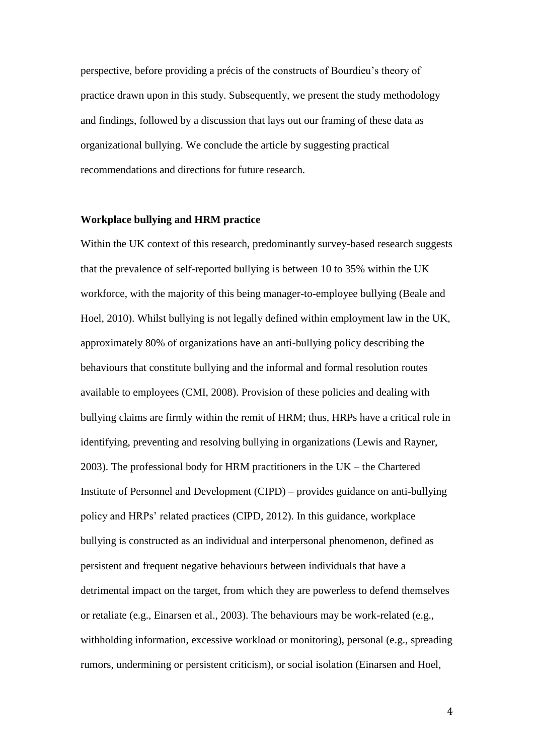perspective, before providing a précis of the constructs of Bourdieu's theory of practice drawn upon in this study. Subsequently, we present the study methodology and findings, followed by a discussion that lays out our framing of these data as organizational bullying. We conclude the article by suggesting practical recommendations and directions for future research.

## Workplace bullying and HRM practice

Within the UK context of this research, predominantly survey-based research suggests that the prevalence of self-reported bullying is between 10 to 35% within the UK workforce, with the majority of this being manager-to-employee bullying (Beale and Hoel, 2010). Whilst bullying is not legally defined within employment law in the UK, approximately 80% of organizations have an anti-bullying policy describing the behaviours that constitute bullying and the informal and formal resolution routes available to employees (CMI, 2008). Provision of these policies and dealing with bullying claims are firmly within the remit of HRM; thus, HRPs have a critical role in identifying, preventing and resolving bullying in organizations (Lewis and Rayner, 2003). The professional body for HRM practitioners in the UK – the Chartered Institute of Personnel and Development (CIPD) – provides guidance on anti-bullying policy and HRPs' related practices (CIPD, 2012). In this guidance, workplace bullying is constructed as an individual and interpersonal phenomenon, defined as persistent and frequent negative behaviours between individuals that have a detrimental impact on the target, from which they are powerless to defend themselves or retaliate (e.g., Einarsen et al., 2003). The behaviours may be work-related (e.g., withholding information, excessive workload or monitoring), personal (e.g., spreading rumors, undermining or persistent criticism), or social isolation (Einarsen and Hoel,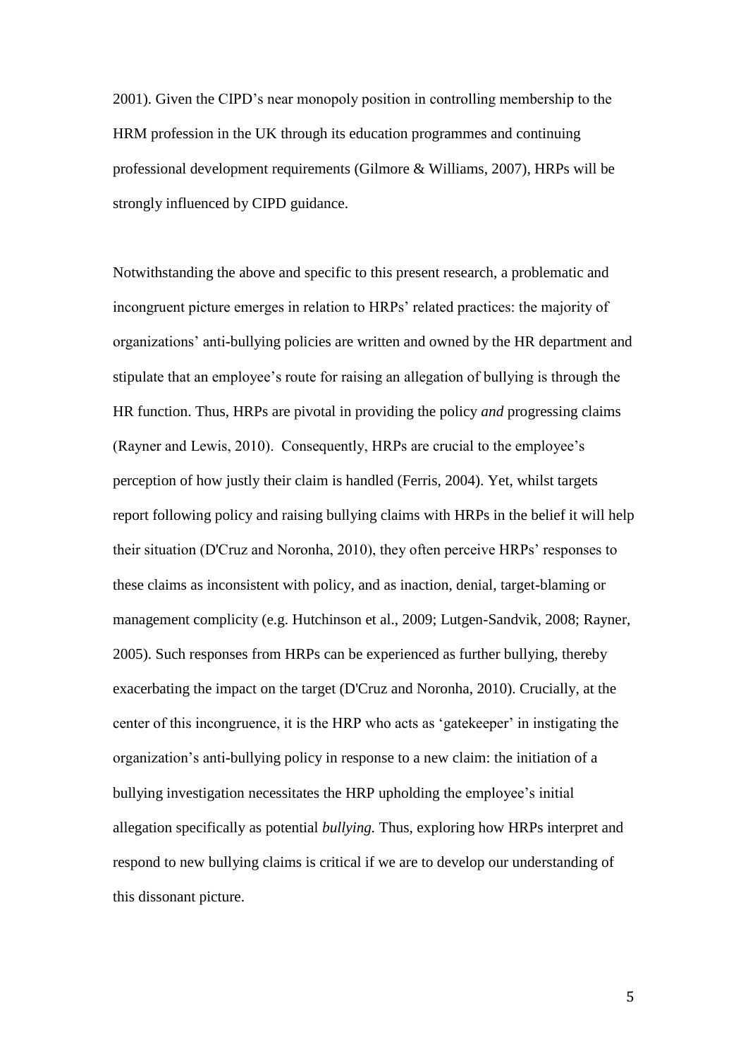2001). Given the CIPD's near monopoly position in controlling membership to the HRM profession in the UK through its education programmes and continuing professional development requirements (Gilmore & Williams, 2007), HRPs will be strongly influenced by CIPD guidance.

Notwithstanding the above and specific to this present research, a problematic and incongruent picture emerges in relation to HRPs' related practices: the majority of organizations' anti-bullying policies are written and owned by the HR department and stipulate that an employee's route for raising an allegation of bullying is through the HR function. Thus, HRPs are pivotal in providing the policy *and* progressing claims (Rayner and Lewis, 2010). Consequently, HRPs are crucial to the employee's perception of how justly their claim is handled (Ferris, 2004). Yet, whilst targets report following policy and raising bullying claims with HRPs in the belief it will help their situation (D'Cruz and Noronha, 2010), they often perceive HRPs' responses to these claims as inconsistent with policy, and as inaction, denial, target-blaming or management complicity (e.g. Hutchinson et al., 2009; Lutgen-Sandvik, 2008; Rayner, 2005). Such responses from HRPs can be experienced as further bullying, thereby exacerbating the impact on the target (D'Cruz and Noronha, 2010). Crucially, at the center of this incongruence, it is the HRP who acts as 'gatekeeper' in instigating the organization's anti-bullying policy in response to a new claim: the initiation of a bullying investigation necessitates the HRP upholding the employee's initial allegation specifically as potential *bullying.* Thus, exploring how HRPs interpret and respond to new bullying claims is critical if we are to develop our understanding of this dissonant picture.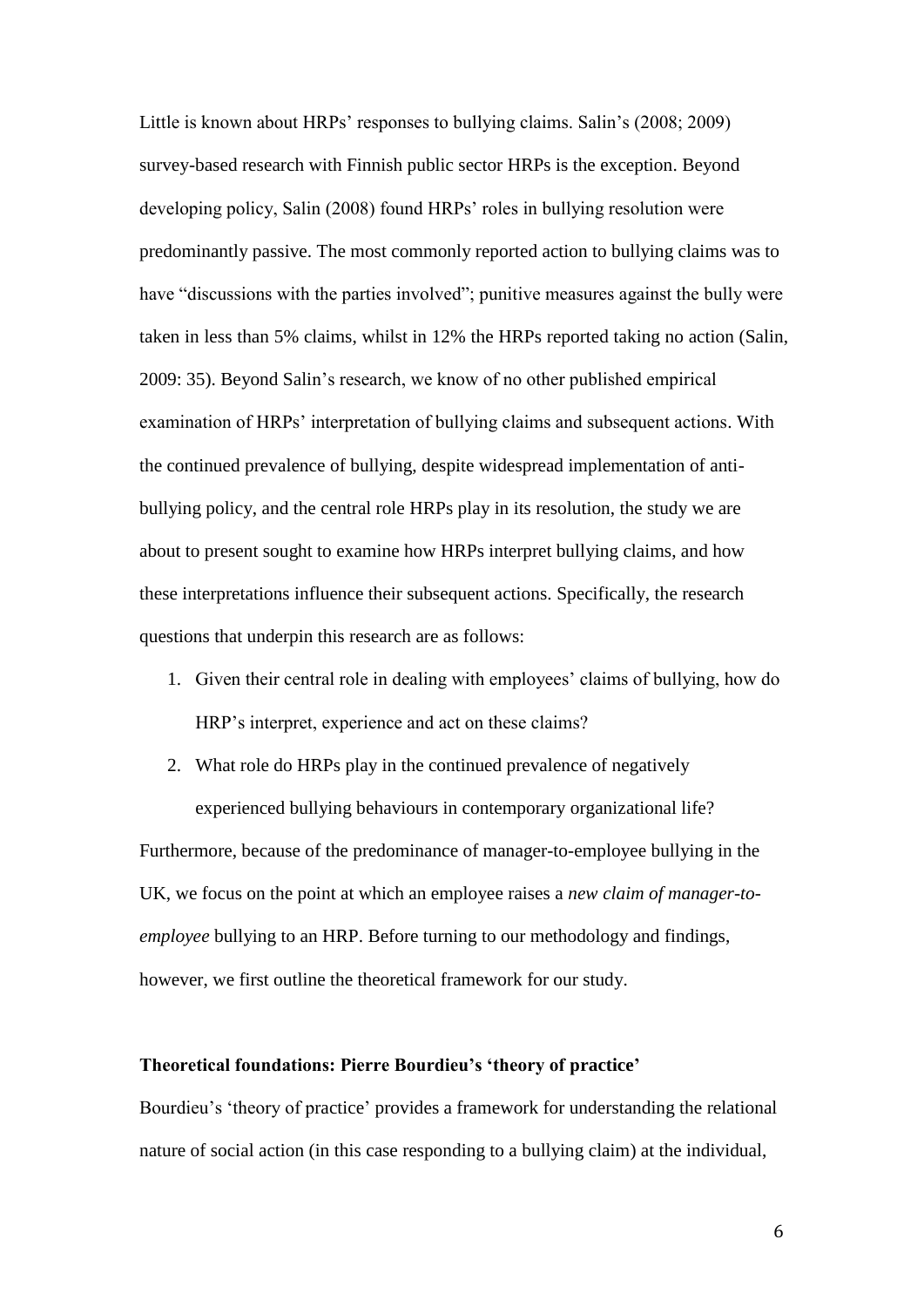Little is known about HRPs' responses to bullying claims. Salin's (2008; 2009) survey-based research with Finnish public sector HRPs is the exception. Beyond developing policy, Salin (2008) found HRPs' roles in bullying resolution were predominantly passive. The most commonly reported action to bullying claims was to have "discussions with the parties involved"; punitive measures against the bully were taken in less than 5% claims, whilst in 12% the HRPs reported taking no action (Salin, 2009: 35). Beyond Salin's research, we know of no other published empirical examination of HRPs' interpretation of bullying claims and subsequent actions. With the continued prevalence of bullying, despite widespread implementation of anti-bullying policy, and the central role HRPs play in its resolution, the study we are about to present sought to examine how HRPs interpret bullying claims, and how these interpretations influence their subsequent actions. Specifically, the research questions that underpin this research are as follows:

1. Given their central role in dealing with employees' claims of bullying, how do HRP's interpret, experience and act on these claims?
2. What role do HRPs play in the continued prevalence of negatively experienced bullying behaviours in contemporary organizational life?

Furthermore, because of the predominance of manager-to-employee bullying in the UK, we focus on the point at which an employee raises a *new claim of manager-to-employee* bullying to an HRP. Before turning to our methodology and findings, however, we first outline the theoretical framework for our study.

## Theoretical foundations: Pierre Bourdieu's 'theory of practice'

Bourdieu's 'theory of practice' provides a framework for understanding the relational nature of social action (in this case responding to a bullying claim) at the individual,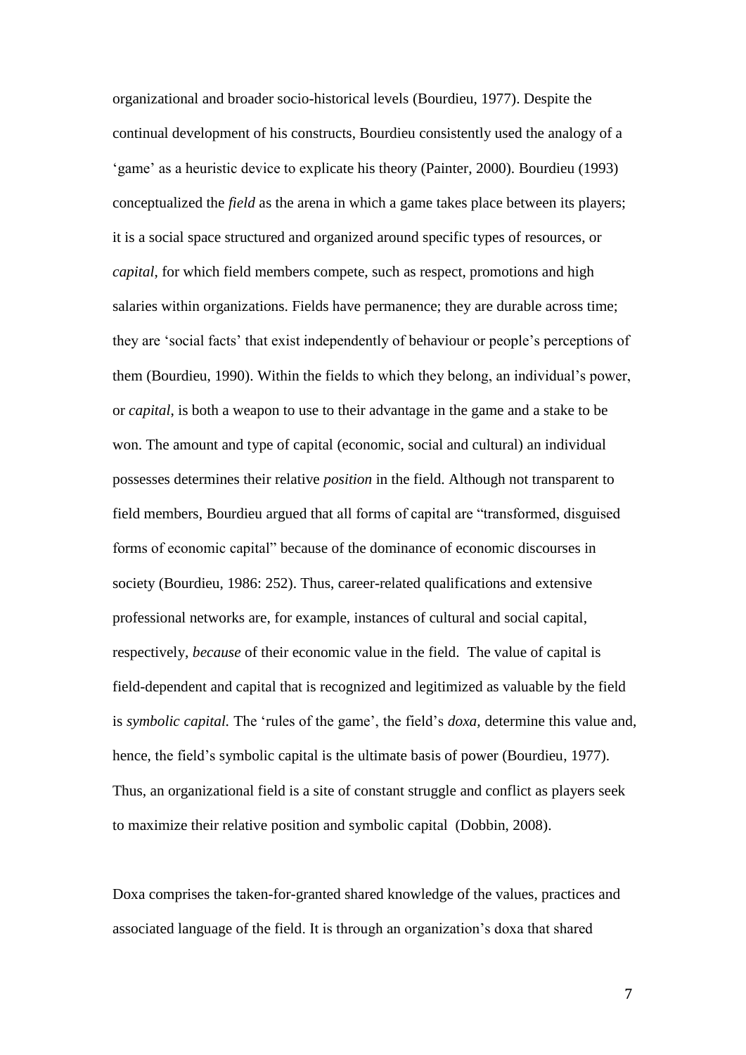organizational and broader socio-historical levels (Bourdieu, 1977). Despite the continual development of his constructs, Bourdieu consistently used the analogy of a 'game' as a heuristic device to explicate his theory (Painter, 2000). Bourdieu (1993) conceptualized the *field* as the arena in which a game takes place between its players; it is a social space structured and organized around specific types of resources, or *capital*, for which field members compete, such as respect, promotions and high salaries within organizations. Fields have permanence; they are durable across time; they are 'social facts' that exist independently of behaviour or people's perceptions of them (Bourdieu, 1990). Within the fields to which they belong, an individual's power, or *capital*, is both a weapon to use to their advantage in the game and a stake to be won. The amount and type of capital (economic, social and cultural) an individual possesses determines their relative *position* in the field. Although not transparent to field members, Bourdieu argued that all forms of capital are "transformed, disguised forms of economic capital" because of the dominance of economic discourses in society (Bourdieu, 1986: 252). Thus, career-related qualifications and extensive professional networks are, for example, instances of cultural and social capital, respectively, *because* of their economic value in the field. The value of capital is field-dependent and capital that is recognized and legitimized as valuable by the field is *symbolic capital.* The 'rules of the game', the field's *doxa,* determine this value and, hence, the field's symbolic capital is the ultimate basis of power (Bourdieu, 1977). Thus, an organizational field is a site of constant struggle and conflict as players seek to maximize their relative position and symbolic capital (Dobbin, 2008).

Doxa comprises the taken-for-granted shared knowledge of the values, practices and associated language of the field. It is through an organization's doxa that shared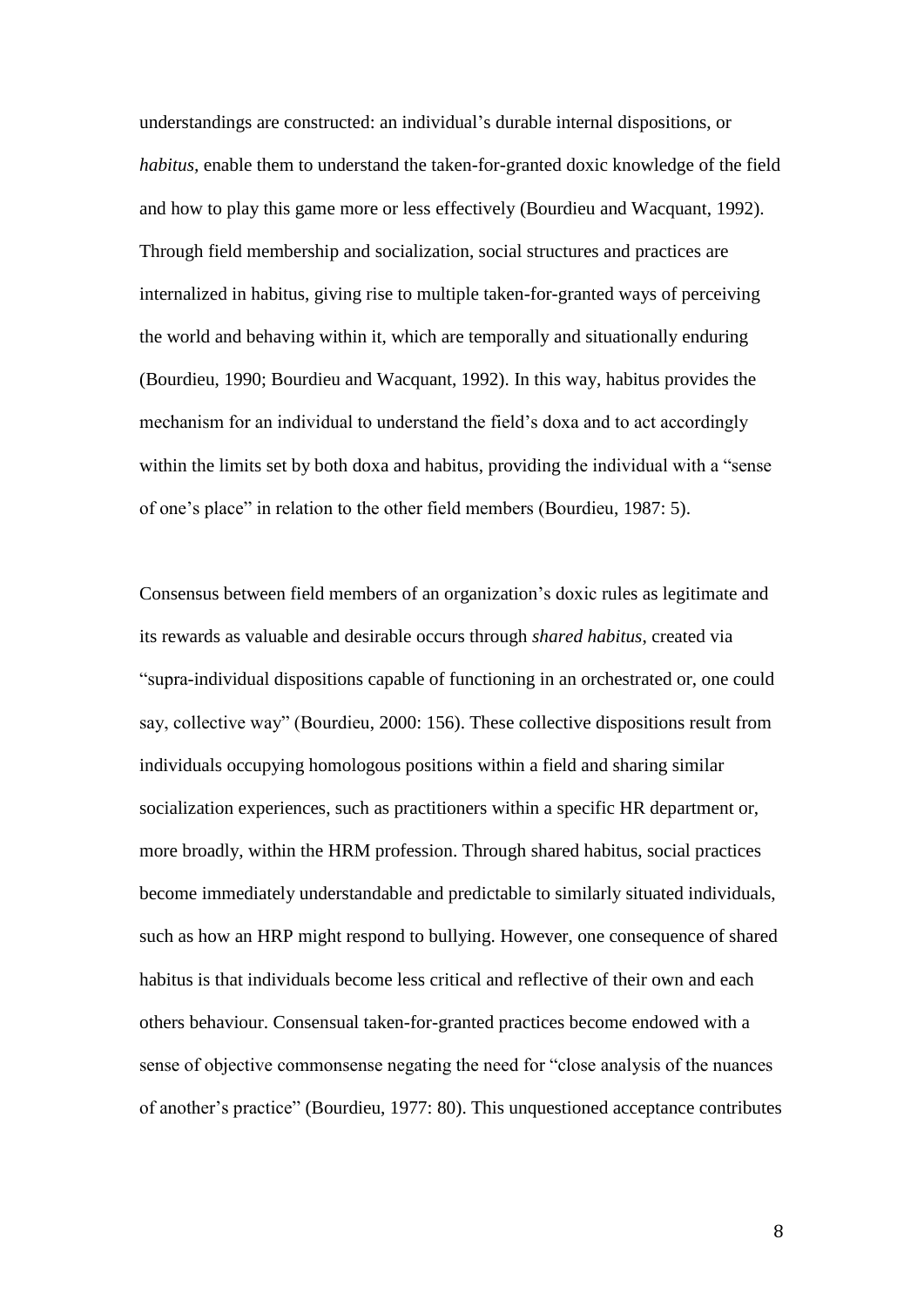understandings are constructed: an individual's durable internal dispositions, or *habitus*, enable them to understand the taken-for-granted doxic knowledge of the field and how to play this game more or less effectively (Bourdieu and Wacquant, 1992). Through field membership and socialization, social structures and practices are internalized in habitus, giving rise to multiple taken-for-granted ways of perceiving the world and behaving within it, which are temporally and situationally enduring (Bourdieu, 1990; Bourdieu and Wacquant, 1992). In this way, habitus provides the mechanism for an individual to understand the field's doxa and to act accordingly within the limits set by both doxa and habitus, providing the individual with a "sense of one's place" in relation to the other field members (Bourdieu, 1987: 5).

Consensus between field members of an organization's doxic rules as legitimate and its rewards as valuable and desirable occurs through *shared habitus*, created via "supra-individual dispositions capable of functioning in an orchestrated or, one could say, collective way" (Bourdieu, 2000: 156). These collective dispositions result from individuals occupying homologous positions within a field and sharing similar socialization experiences, such as practitioners within a specific HR department or, more broadly, within the HRM profession. Through shared habitus, social practices become immediately understandable and predictable to similarly situated individuals, such as how an HRP might respond to bullying. However, one consequence of shared habitus is that individuals become less critical and reflective of their own and each others behaviour. Consensual taken-for-granted practices become endowed with a sense of objective commonsense negating the need for "close analysis of the nuances of another's practice" (Bourdieu, 1977: 80). This unquestioned acceptance contributes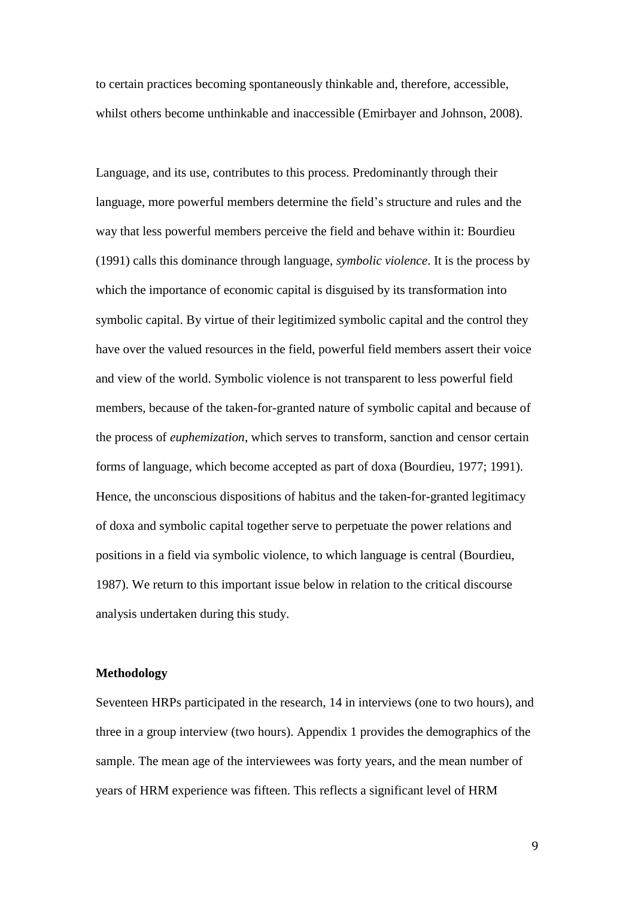to certain practices becoming spontaneously thinkable and, therefore, accessible, whilst others become unthinkable and inaccessible (Emirbayer and Johnson, 2008).

Language, and its use, contributes to this process. Predominantly through their language, more powerful members determine the field's structure and rules and the way that less powerful members perceive the field and behave within it: Bourdieu (1991) calls this dominance through language, *symbolic violence*. It is the process by which the importance of economic capital is disguised by its transformation into symbolic capital. By virtue of their legitimized symbolic capital and the control they have over the valued resources in the field, powerful field members assert their voice and view of the world. Symbolic violence is not transparent to less powerful field members, because of the taken-for-granted nature of symbolic capital and because of the process of *euphemization*, which serves to transform, sanction and censor certain forms of language, which become accepted as part of doxa (Bourdieu, 1977; 1991). Hence, the unconscious dispositions of habitus and the taken-for-granted legitimacy of doxa and symbolic capital together serve to perpetuate the power relations and positions in a field via symbolic violence, to which language is central (Bourdieu, 1987). We return to this important issue below in relation to the critical discourse analysis undertaken during this study.

## Methodology

Seventeen HRPs participated in the research, 14 in interviews (one to two hours), and three in a group interview (two hours). Appendix 1 provides the demographics of the sample. The mean age of the interviewees was forty years, and the mean number of years of HRM experience was fifteen. This reflects a significant level of HRM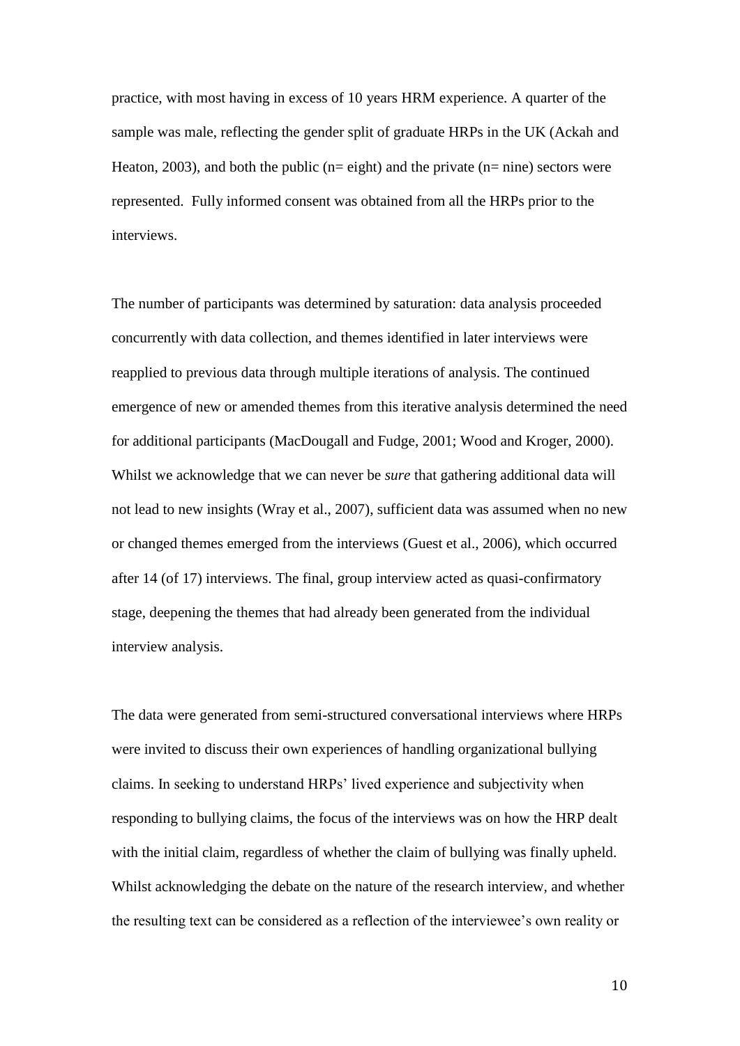practice, with most having in excess of 10 years HRM experience. A quarter of the sample was male, reflecting the gender split of graduate HRPs in the UK (Ackah and Heaton, 2003), and both the public (n= eight) and the private (n= nine) sectors were represented. Fully informed consent was obtained from all the HRPs prior to the interviews.

The number of participants was determined by saturation: data analysis proceeded concurrently with data collection, and themes identified in later interviews were reapplied to previous data through multiple iterations of analysis. The continued emergence of new or amended themes from this iterative analysis determined the need for additional participants (MacDougall and Fudge, 2001; Wood and Kroger, 2000). Whilst we acknowledge that we can never be *sure* that gathering additional data will not lead to new insights (Wray et al., 2007), sufficient data was assumed when no new or changed themes emerged from the interviews (Guest et al., 2006), which occurred after 14 (of 17) interviews. The final, group interview acted as quasi-confirmatory stage, deepening the themes that had already been generated from the individual interview analysis.

The data were generated from semi-structured conversational interviews where HRPs were invited to discuss their own experiences of handling organizational bullying claims. In seeking to understand HRPs' lived experience and subjectivity when responding to bullying claims, the focus of the interviews was on how the HRP dealt with the initial claim, regardless of whether the claim of bullying was finally upheld. Whilst acknowledging the debate on the nature of the research interview, and whether the resulting text can be considered as a reflection of the interviewee's own reality or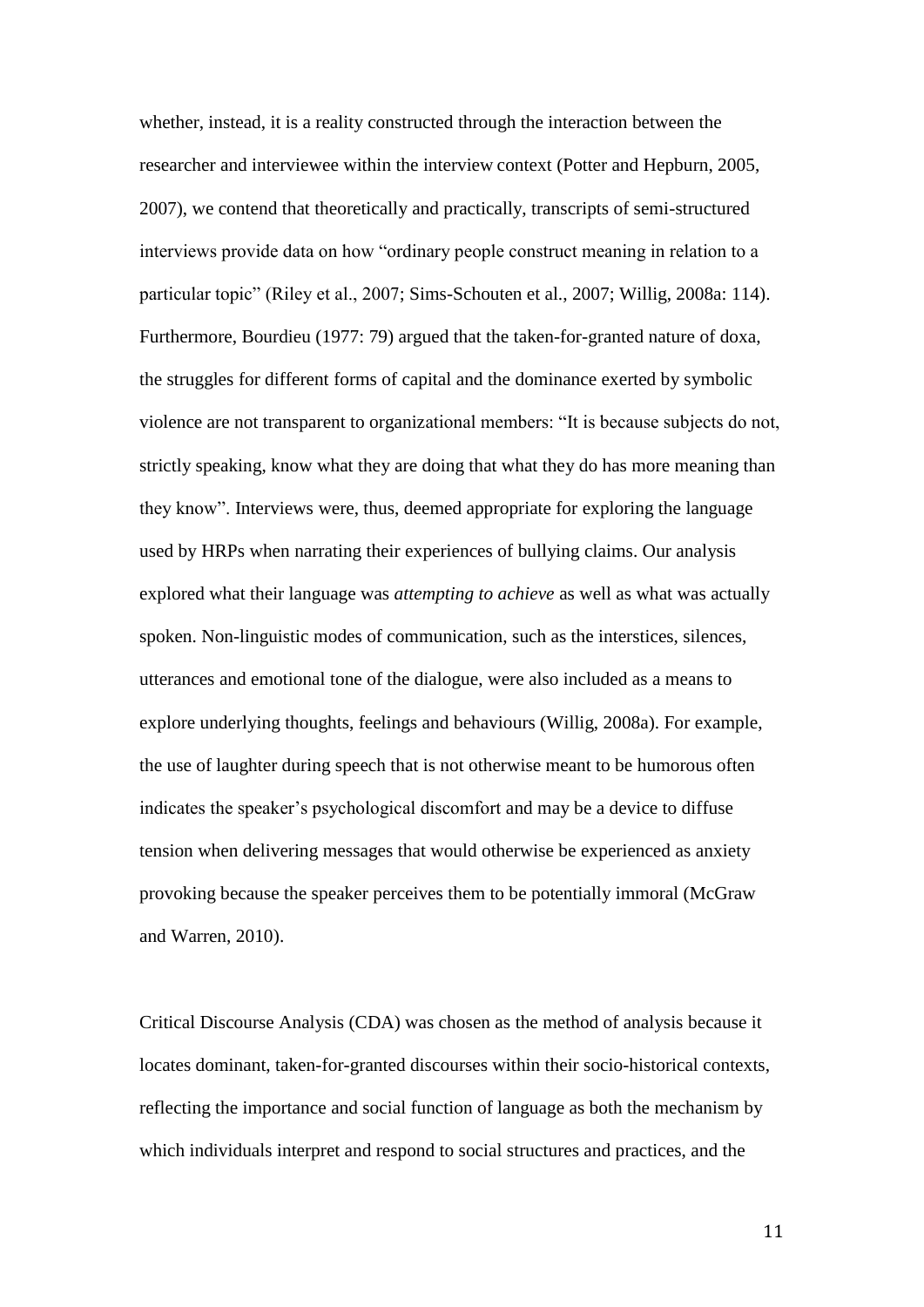whether, instead, it is a reality constructed through the interaction between the researcher and interviewee within the interview context (Potter and Hepburn, 2005, 2007), we contend that theoretically and practically, transcripts of semi-structured interviews provide data on how "ordinary people construct meaning in relation to a particular topic" (Riley et al., 2007; Sims-Schouten et al., 2007; Willig, 2008a: 114). Furthermore, Bourdieu (1977: 79) argued that the taken-for-granted nature of doxa, the struggles for different forms of capital and the dominance exerted by symbolic violence are not transparent to organizational members: "It is because subjects do not, strictly speaking, know what they are doing that what they do has more meaning than they know". Interviews were, thus, deemed appropriate for exploring the language used by HRPs when narrating their experiences of bullying claims. Our analysis explored what their language was *attempting to achieve* as well as what was actually spoken. Non-linguistic modes of communication, such as the interstices, silences, utterances and emotional tone of the dialogue, were also included as a means to explore underlying thoughts, feelings and behaviours (Willig, 2008a). For example, the use of laughter during speech that is not otherwise meant to be humorous often indicates the speaker's psychological discomfort and may be a device to diffuse tension when delivering messages that would otherwise be experienced as anxiety provoking because the speaker perceives them to be potentially immoral (McGraw and Warren, 2010).

Critical Discourse Analysis (CDA) was chosen as the method of analysis because it locates dominant, taken-for-granted discourses within their socio-historical contexts, reflecting the importance and social function of language as both the mechanism by which individuals interpret and respond to social structures and practices, and the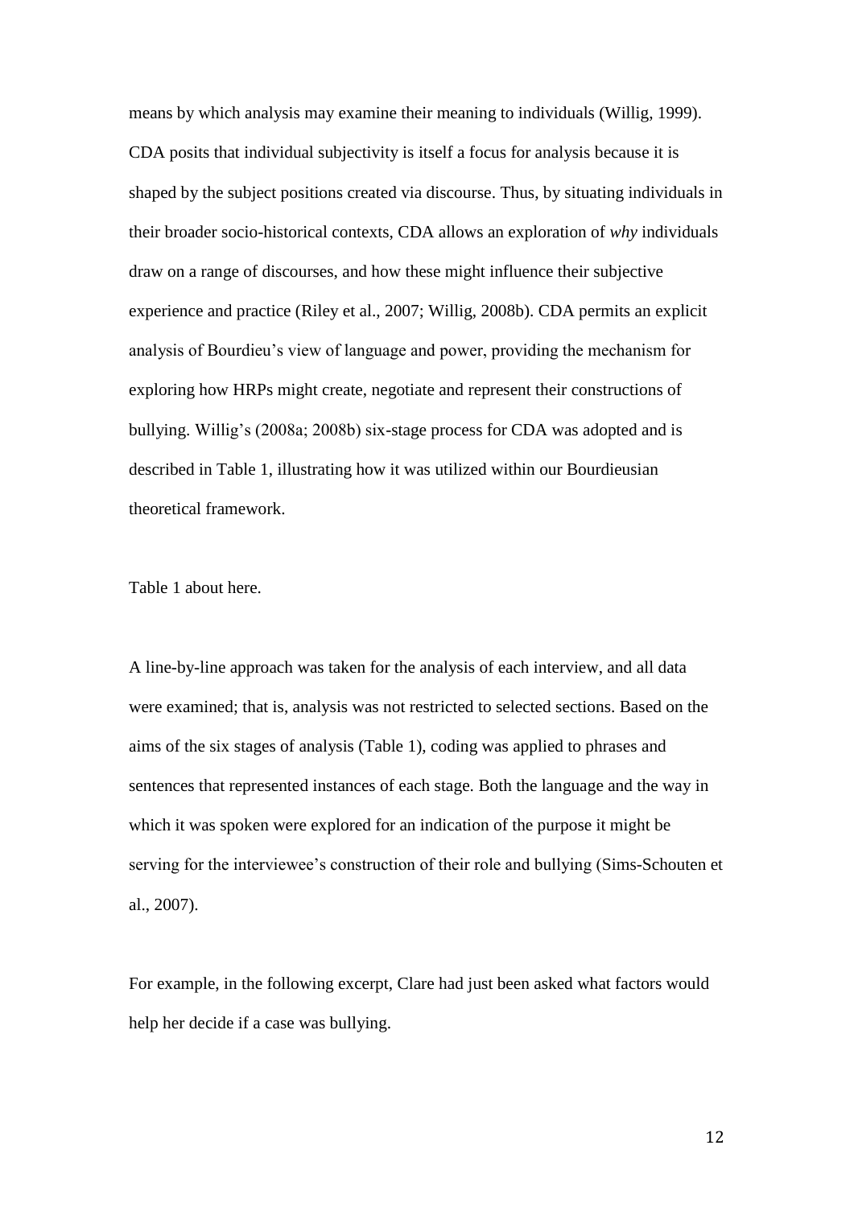means by which analysis may examine their meaning to individuals (Willig, 1999). CDA posits that individual subjectivity is itself a focus for analysis because it is shaped by the subject positions created via discourse. Thus, by situating individuals in their broader socio-historical contexts, CDA allows an exploration of *why* individuals draw on a range of discourses, and how these might influence their subjective experience and practice (Riley et al., 2007; Willig, 2008b). CDA permits an explicit analysis of Bourdieu's view of language and power, providing the mechanism for exploring how HRPs might create, negotiate and represent their constructions of bullying. Willig's (2008a; 2008b) six-stage process for CDA was adopted and is described in Table 1, illustrating how it was utilized within our Bourdieusian theoretical framework.

Table 1 about here.

A line-by-line approach was taken for the analysis of each interview, and all data were examined; that is, analysis was not restricted to selected sections. Based on the aims of the six stages of analysis (Table 1), coding was applied to phrases and sentences that represented instances of each stage. Both the language and the way in which it was spoken were explored for an indication of the purpose it might be serving for the interviewee's construction of their role and bullying (Sims-Schouten et al., 2007).

For example, in the following excerpt, Clare had just been asked what factors would help her decide if a case was bullying.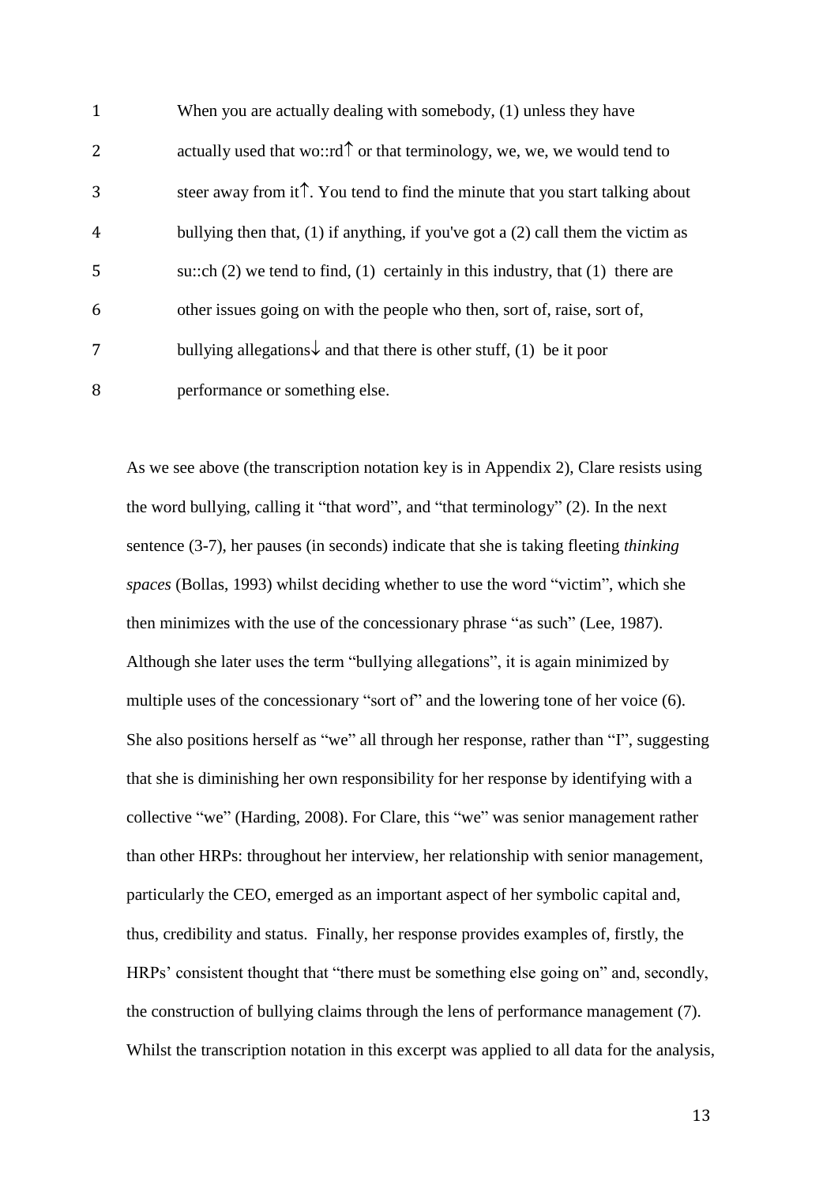1 When you are actually dealing with somebody, (1) unless they have

2 actually used that wo::rd↑ or that terminology, we, we, we would tend to

3 steer away from it↑. You tend to find the minute that you start talking about

4 bullying then that, (1) if anything, if you've got a (2) call them the victim as

5 su::ch (2) we tend to find, (1) certainly in this industry, that (1) there are

6 other issues going on with the people who then, sort of, raise, sort of,

7 bullying allegations↓ and that there is other stuff, (1) be it poor

8 performance or something else.

As we see above (the transcription notation key is in Appendix 2), Clare resists using the word bullying, calling it "that word", and "that terminology" (2). In the next sentence (3-7), her pauses (in seconds) indicate that she is taking fleeting *thinking spaces* (Bollas, 1993) whilst deciding whether to use the word "victim", which she then minimizes with the use of the concessionary phrase "as such" (Lee, 1987). Although she later uses the term "bullying allegations", it is again minimized by multiple uses of the concessionary "sort of" and the lowering tone of her voice (6). She also positions herself as "we" all through her response, rather than "I", suggesting that she is diminishing her own responsibility for her response by identifying with a collective "we" (Harding, 2008). For Clare, this "we" was senior management rather than other HRPs: throughout her interview, her relationship with senior management, particularly the CEO, emerged as an important aspect of her symbolic capital and, thus, credibility and status. Finally, her response provides examples of, firstly, the HRPs' consistent thought that "there must be something else going on" and, secondly, the construction of bullying claims through the lens of performance management (7). Whilst the transcription notation in this excerpt was applied to all data for the analysis,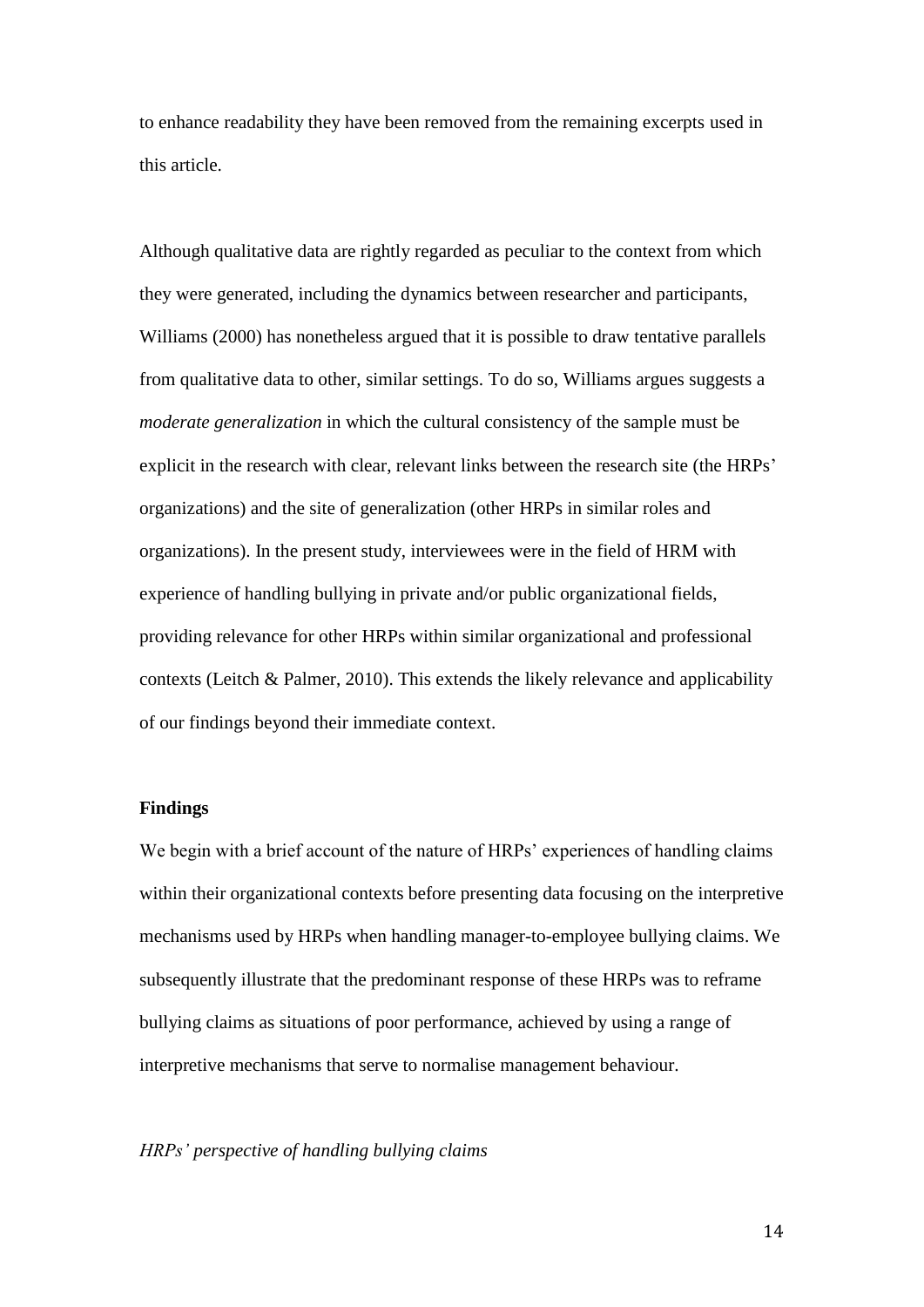to enhance readability they have been removed from the remaining excerpts used in this article.

Although qualitative data are rightly regarded as peculiar to the context from which they were generated, including the dynamics between researcher and participants, Williams (2000) has nonetheless argued that it is possible to draw tentative parallels from qualitative data to other, similar settings. To do so, Williams argues suggests a *moderate generalization* in which the cultural consistency of the sample must be explicit in the research with clear, relevant links between the research site (the HRPs' organizations) and the site of generalization (other HRPs in similar roles and organizations). In the present study, interviewees were in the field of HRM with experience of handling bullying in private and/or public organizational fields, providing relevance for other HRPs within similar organizational and professional contexts (Leitch & Palmer, 2010). This extends the likely relevance and applicability of our findings beyond their immediate context.

## Findings

We begin with a brief account of the nature of HRPs' experiences of handling claims within their organizational contexts before presenting data focusing on the interpretive mechanisms used by HRPs when handling manager-to-employee bullying claims. We subsequently illustrate that the predominant response of these HRPs was to reframe bullying claims as situations of poor performance, achieved by using a range of interpretive mechanisms that serve to normalise management behaviour.

### *HRPs' perspective of handling bullying claims*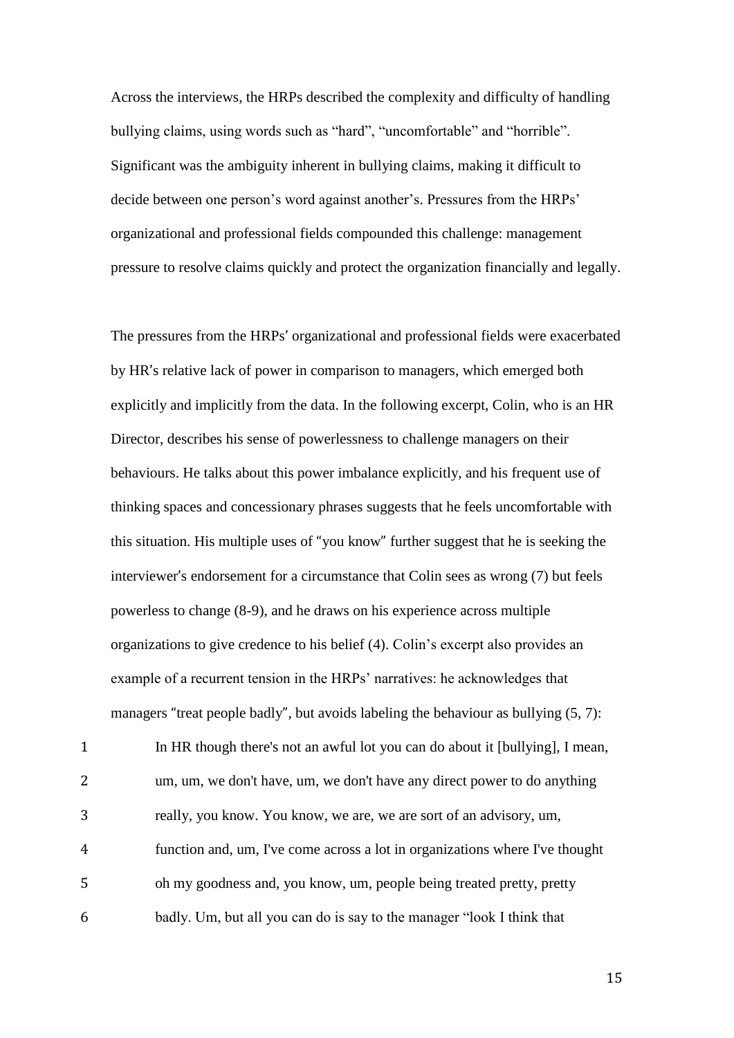Across the interviews, the HRPs described the complexity and difficulty of handling bullying claims, using words such as "hard", "uncomfortable" and "horrible". Significant was the ambiguity inherent in bullying claims, making it difficult to decide between one person's word against another's. Pressures from the HRPs' organizational and professional fields compounded this challenge: management pressure to resolve claims quickly and protect the organization financially and legally.

The pressures from the HRPs' organizational and professional fields were exacerbated by HR's relative lack of power in comparison to managers, which emerged both explicitly and implicitly from the data. In the following excerpt, Colin, who is an HR Director, describes his sense of powerlessness to challenge managers on their behaviours. He talks about this power imbalance explicitly, and his frequent use of thinking spaces and concessionary phrases suggests that he feels uncomfortable with this situation. His multiple uses of "you know" further suggest that he is seeking the interviewer's endorsement for a circumstance that Colin sees as wrong (7) but feels powerless to change (8-9), and he draws on his experience across multiple organizations to give credence to his belief (4). Colin's excerpt also provides an example of a recurrent tension in the HRPs' narratives: he acknowledges that managers "treat people badly", but avoids labeling the behaviour as bullying (5, 7):

1 In HR though there's not an awful lot you can do about it [bullying], I mean,
2 um, um, we don't have, um, we don't have any direct power to do anything
3 really, you know. You know, we are, we are sort of an advisory, um,
4 function and, um, I've come across a lot in organizations where I've thought
5 oh my goodness and, you know, um, people being treated pretty, pretty
6 badly. Um, but all you can do is say to the manager "look I think that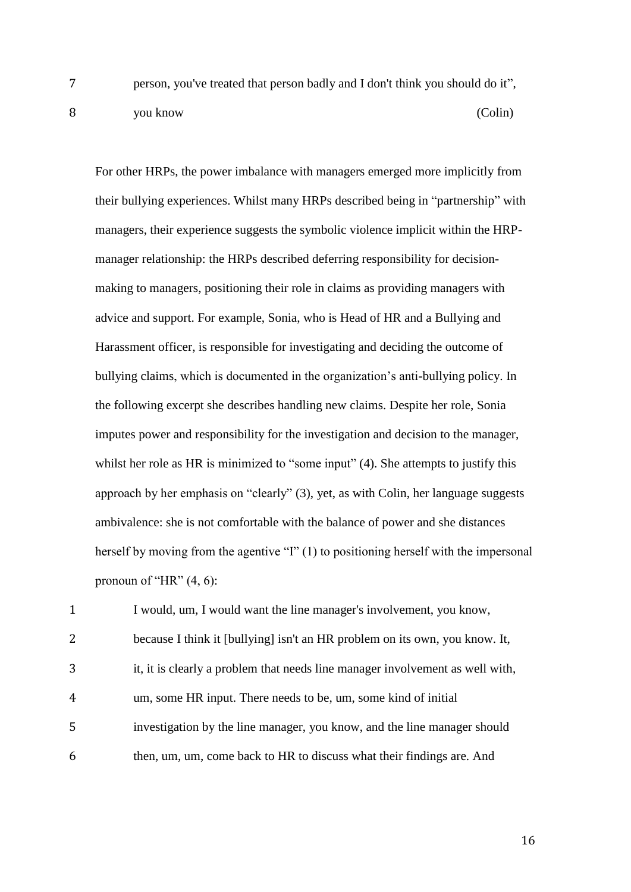7 person, you've treated that person badly and I don't think you should do it",
8 you know (Colin)

For other HRPs, the power imbalance with managers emerged more implicitly from their bullying experiences. Whilst many HRPs described being in "partnership" with managers, their experience suggests the symbolic violence implicit within the HRP-manager relationship: the HRPs described deferring responsibility for decision-making to managers, positioning their role in claims as providing managers with advice and support. For example, Sonia, who is Head of HR and a Bullying and Harassment officer, is responsible for investigating and deciding the outcome of bullying claims, which is documented in the organization's anti-bullying policy. In the following excerpt she describes handling new claims. Despite her role, Sonia imputes power and responsibility for the investigation and decision to the manager, whilst her role as HR is minimized to "some input" (4). She attempts to justify this approach by her emphasis on "clearly" (3), yet, as with Colin, her language suggests ambivalence: she is not comfortable with the balance of power and she distances herself by moving from the agentive "I" (1) to positioning herself with the impersonal pronoun of "HR" (4, 6):

1 I would, um, I would want the line manager's involvement, you know,
2 because I think it [bullying] isn't an HR problem on its own, you know. It,
3 it, it is clearly a problem that needs line manager involvement as well with,
4 um, some HR input. There needs to be, um, some kind of initial
5 investigation by the line manager, you know, and the line manager should
6 then, um, um, come back to HR to discuss what their findings are. And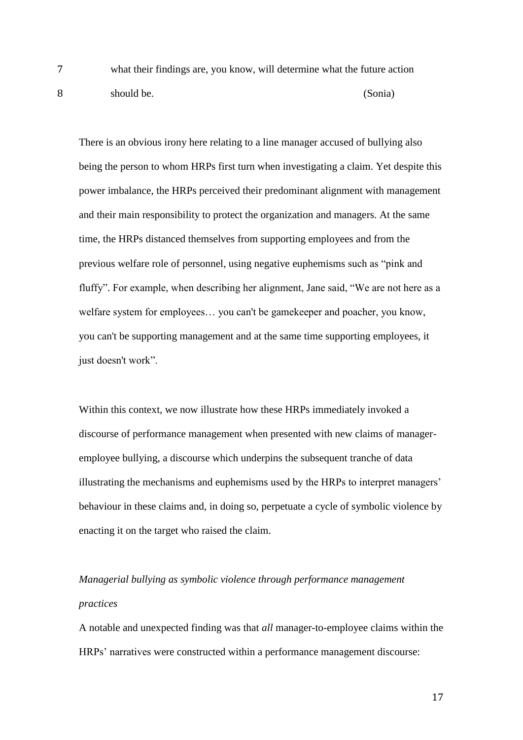7 what their findings are, you know, will determine what the future action
8 should be. (Sonia)

There is an obvious irony here relating to a line manager accused of bullying also being the person to whom HRPs first turn when investigating a claim. Yet despite this power imbalance, the HRPs perceived their predominant alignment with management and their main responsibility to protect the organization and managers. At the same time, the HRPs distanced themselves from supporting employees and from the previous welfare role of personnel, using negative euphemisms such as "pink and fluffy". For example, when describing her alignment, Jane said, "We are not here as a welfare system for employees… you can't be gamekeeper and poacher, you know, you can't be supporting management and at the same time supporting employees, it just doesn't work".

Within this context, we now illustrate how these HRPs immediately invoked a discourse of performance management when presented with new claims of manager-employee bullying, a discourse which underpins the subsequent tranche of data illustrating the mechanisms and euphemisms used by the HRPs to interpret managers' behaviour in these claims and, in doing so, perpetuate a cycle of symbolic violence by enacting it on the target who raised the claim.

*Managerial bullying as symbolic violence through performance management practices*

A notable and unexpected finding was that *all* manager-to-employee claims within the HRPs' narratives were constructed within a performance management discourse: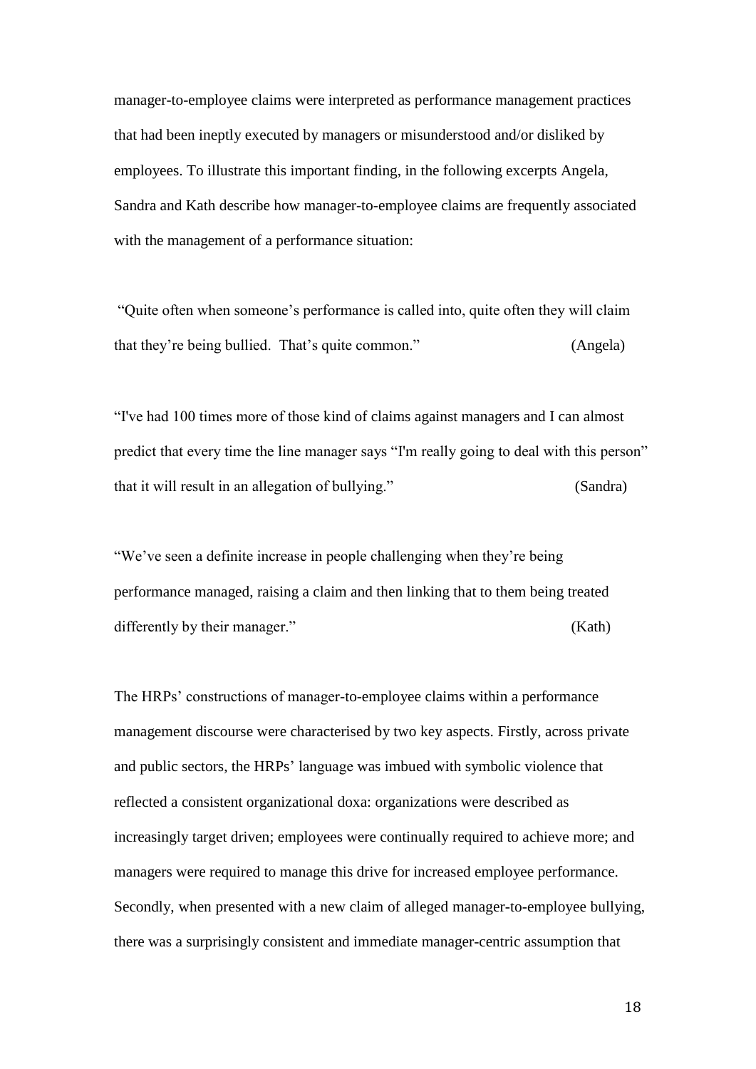manager-to-employee claims were interpreted as performance management practices that had been ineptly executed by managers or misunderstood and/or disliked by employees. To illustrate this important finding, in the following excerpts Angela, Sandra and Kath describe how manager-to-employee claims are frequently associated with the management of a performance situation:

"Quite often when someone's performance is called into, quite often they will claim that they're being bullied. That's quite common." (Angela)

"I've had 100 times more of those kind of claims against managers and I can almost predict that every time the line manager says "I'm really going to deal with this person" that it will result in an allegation of bullying." (Sandra)

"We've seen a definite increase in people challenging when they're being performance managed, raising a claim and then linking that to them being treated differently by their manager." (Kath)

The HRPs' constructions of manager-to-employee claims within a performance management discourse were characterised by two key aspects. Firstly, across private and public sectors, the HRPs' language was imbued with symbolic violence that reflected a consistent organizational doxa: organizations were described as increasingly target driven; employees were continually required to achieve more; and managers were required to manage this drive for increased employee performance. Secondly, when presented with a new claim of alleged manager-to-employee bullying, there was a surprisingly consistent and immediate manager-centric assumption that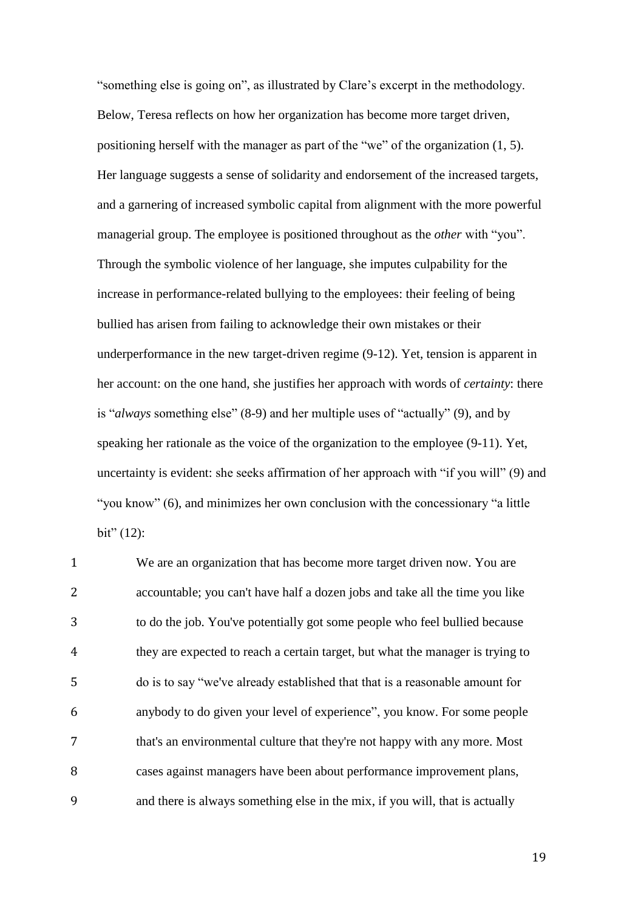"something else is going on", as illustrated by Clare's excerpt in the methodology. Below, Teresa reflects on how her organization has become more target driven, positioning herself with the manager as part of the "we" of the organization (1, 5). Her language suggests a sense of solidarity and endorsement of the increased targets, and a garnering of increased symbolic capital from alignment with the more powerful managerial group. The employee is positioned throughout as the *other* with "you". Through the symbolic violence of her language, she imputes culpability for the increase in performance-related bullying to the employees: their feeling of being bullied has arisen from failing to acknowledge their own mistakes or their underperformance in the new target-driven regime (9-12). Yet, tension is apparent in her account: on the one hand, she justifies her approach with words of *certainty*: there is "*always* something else" (8-9) and her multiple uses of "actually" (9), and by speaking her rationale as the voice of the organization to the employee (9-11). Yet, uncertainty is evident: she seeks affirmation of her approach with "if you will" (9) and "you know" (6), and minimizes her own conclusion with the concessionary "a little bit" (12):

1 We are an organization that has become more target driven now. You are
2 accountable; you can't have half a dozen jobs and take all the time you like
3 to do the job. You've potentially got some people who feel bullied because
4 they are expected to reach a certain target, but what the manager is trying to
5 do is to say "we've already established that that is a reasonable amount for
6 anybody to do given your level of experience", you know. For some people
7 that's an environmental culture that they're not happy with any more. Most
8 cases against managers have been about performance improvement plans,
9 and there is always something else in the mix, if you will, that is actually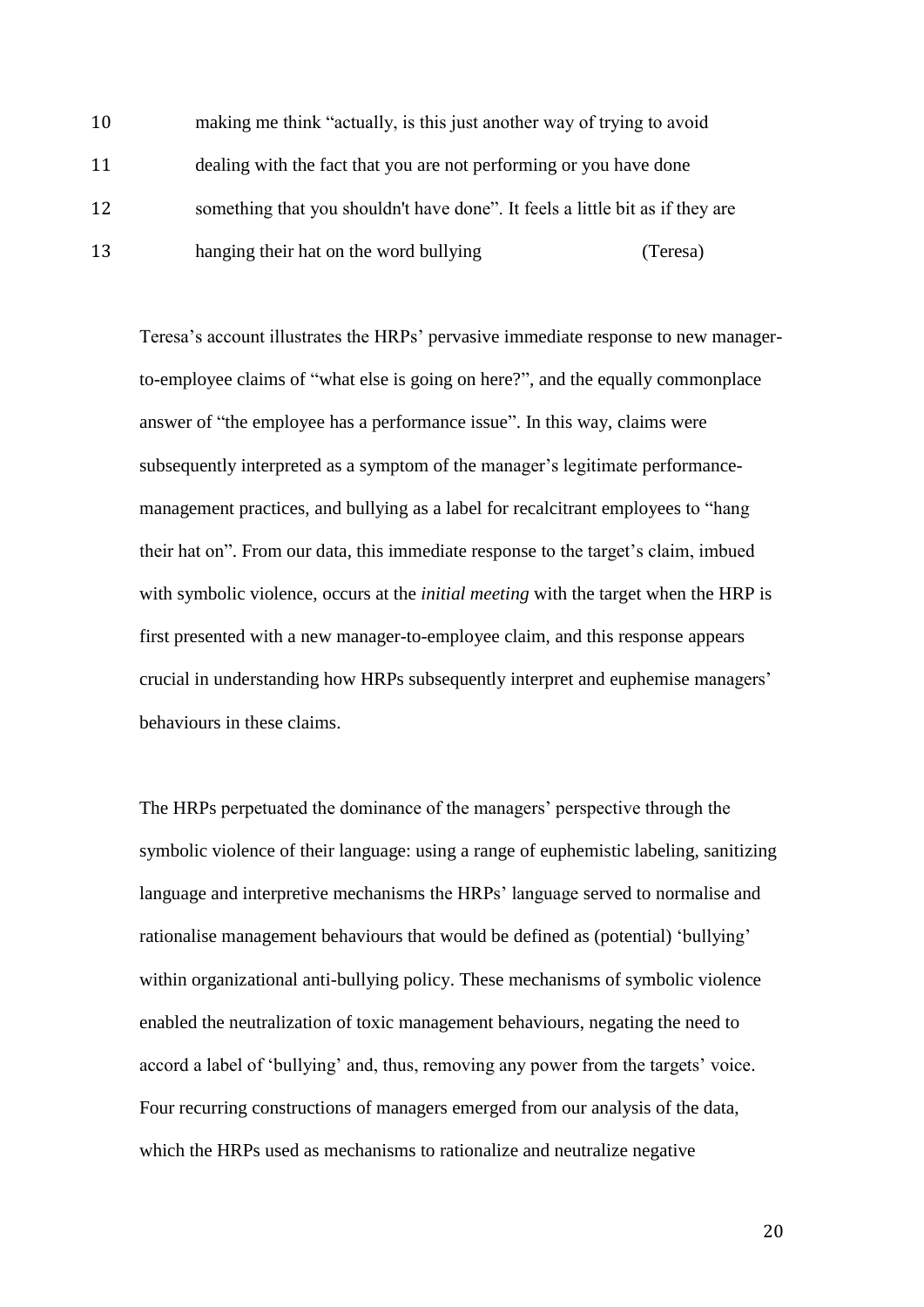10 making me think "actually, is this just another way of trying to avoid
11 dealing with the fact that you are not performing or you have done
12 something that you shouldn't have done". It feels a little bit as if they are
13 hanging their hat on the word bullying (Teresa)

Teresa's account illustrates the HRPs' pervasive immediate response to new manager-to-employee claims of "what else is going on here?", and the equally commonplace answer of "the employee has a performance issue". In this way, claims were subsequently interpreted as a symptom of the manager's legitimate performance-management practices, and bullying as a label for recalcitrant employees to "hang their hat on". From our data, this immediate response to the target's claim, imbued with symbolic violence, occurs at the *initial meeting* with the target when the HRP is first presented with a new manager-to-employee claim, and this response appears crucial in understanding how HRPs subsequently interpret and euphemise managers' behaviours in these claims.

The HRPs perpetuated the dominance of the managers' perspective through the symbolic violence of their language: using a range of euphemistic labeling, sanitizing language and interpretive mechanisms the HRPs' language served to normalise and rationalise management behaviours that would be defined as (potential) 'bullying' within organizational anti-bullying policy. These mechanisms of symbolic violence enabled the neutralization of toxic management behaviours, negating the need to accord a label of 'bullying' and, thus, removing any power from the targets' voice. Four recurring constructions of managers emerged from our analysis of the data, which the HRPs used as mechanisms to rationalize and neutralize negative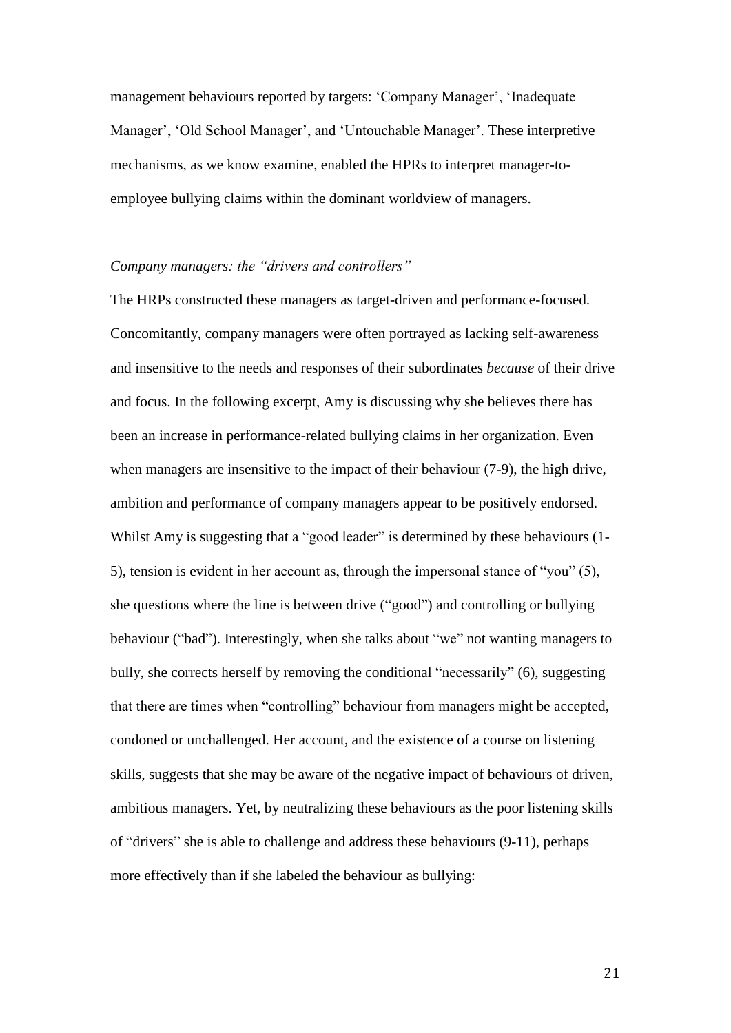management behaviours reported by targets: 'Company Manager', 'Inadequate Manager', 'Old School Manager', and 'Untouchable Manager'. These interpretive mechanisms, as we know examine, enabled the HPRs to interpret manager-to-employee bullying claims within the dominant worldview of managers.

*Company managers: the "drivers and controllers"*

The HRPs constructed these managers as target-driven and performance-focused. Concomitantly, company managers were often portrayed as lacking self-awareness and insensitive to the needs and responses of their subordinates *because* of their drive and focus. In the following excerpt, Amy is discussing why she believes there has been an increase in performance-related bullying claims in her organization. Even when managers are insensitive to the impact of their behaviour (7-9), the high drive, ambition and performance of company managers appear to be positively endorsed. Whilst Amy is suggesting that a "good leader" is determined by these behaviours (1-5), tension is evident in her account as, through the impersonal stance of "you" (5), she questions where the line is between drive ("good") and controlling or bullying behaviour ("bad"). Interestingly, when she talks about "we" not wanting managers to bully, she corrects herself by removing the conditional "necessarily" (6), suggesting that there are times when "controlling" behaviour from managers might be accepted, condoned or unchallenged. Her account, and the existence of a course on listening skills, suggests that she may be aware of the negative impact of behaviours of driven, ambitious managers. Yet, by neutralizing these behaviours as the poor listening skills of "drivers" she is able to challenge and address these behaviours (9-11), perhaps more effectively than if she labeled the behaviour as bullying: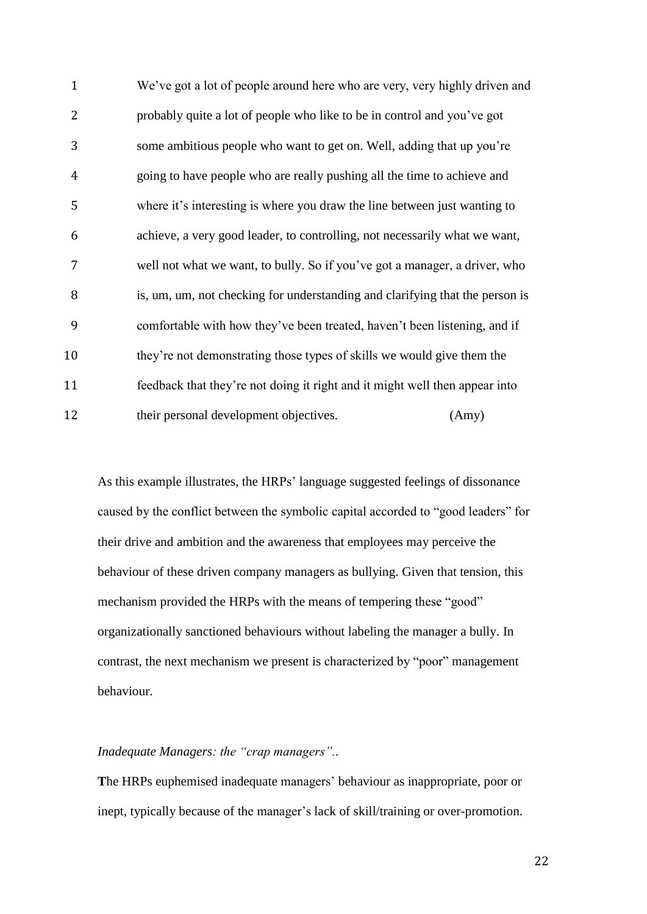> We've got a lot of people around here who are very, very highly driven and probably quite a lot of people who like to be in control and you've got some ambitious people who want to get on. Well, adding that up you're going to have people who are really pushing all the time to achieve and where it's interesting is where you draw the line between just wanting to achieve, a very good leader, to controlling, not necessarily what we want, well not what we want, to bully. So if you've got a manager, a driver, who is, um, um, not checking for understanding and clarifying that the person is comfortable with how they've been treated, haven't been listening, and if they're not demonstrating those types of skills we would give them the feedback that they're not doing it right and it might well then appear into their personal development objectives. (Amy)

As this example illustrates, the HRPs' language suggested feelings of dissonance caused by the conflict between the symbolic capital accorded to "good leaders" for their drive and ambition and the awareness that employees may perceive the behaviour of these driven company managers as bullying. Given that tension, this mechanism provided the HRPs with the means of tempering these "good" organizationally sanctioned behaviours without labeling the manager a bully. In contrast, the next mechanism we present is characterized by "poor" management behaviour.

*Inadequate Managers: the "crap managers"..*

**T**he HRPs euphemised inadequate managers' behaviour as inappropriate, poor or inept, typically because of the manager's lack of skill/training or over-promotion.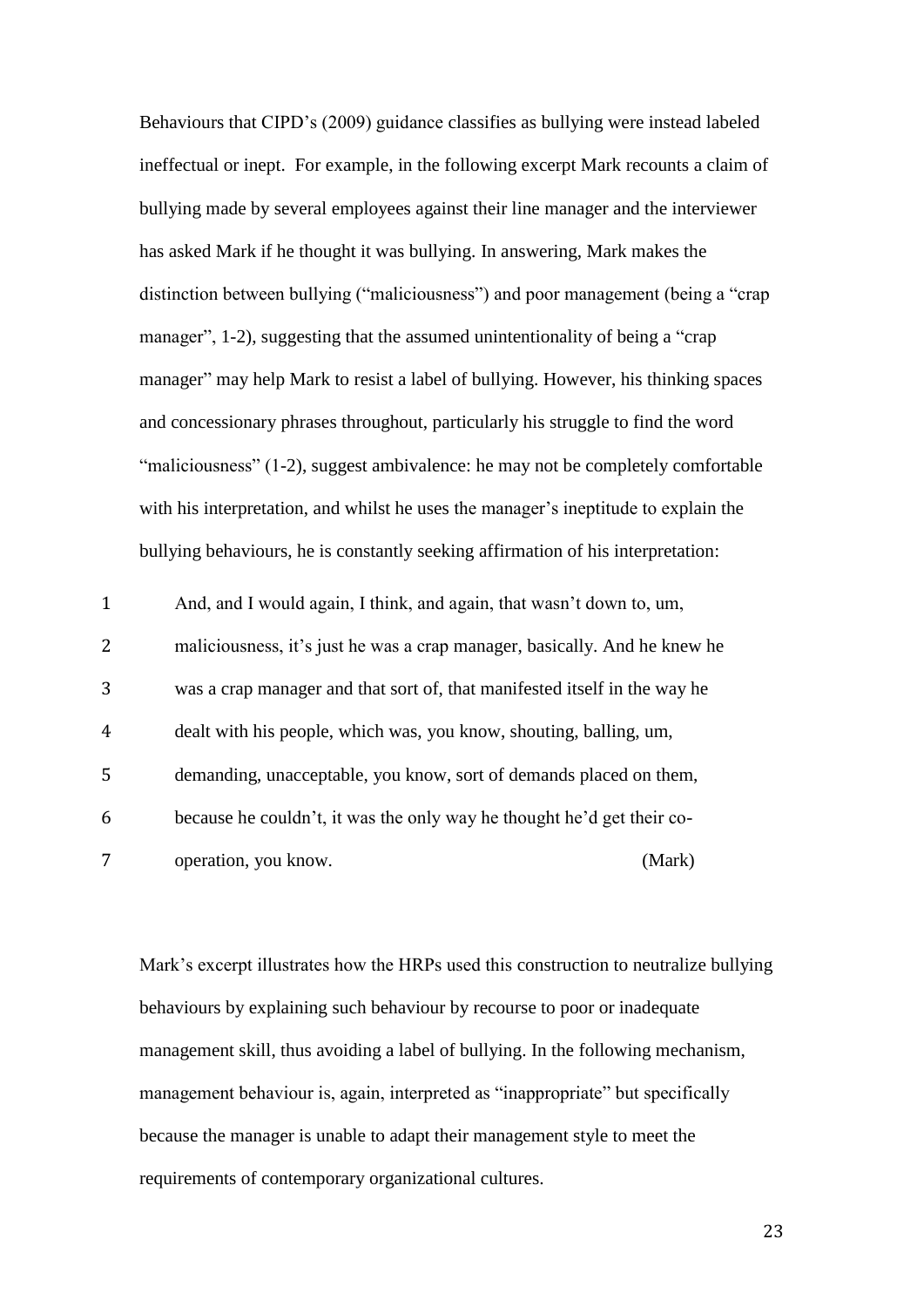Behaviours that CIPD's (2009) guidance classifies as bullying were instead labeled ineffectual or inept. For example, in the following excerpt Mark recounts a claim of bullying made by several employees against their line manager and the interviewer has asked Mark if he thought it was bullying. In answering, Mark makes the distinction between bullying ("maliciousness") and poor management (being a "crap manager", 1-2), suggesting that the assumed unintentionality of being a "crap manager" may help Mark to resist a label of bullying. However, his thinking spaces and concessionary phrases throughout, particularly his struggle to find the word "maliciousness" (1-2), suggest ambivalence: he may not be completely comfortable with his interpretation, and whilst he uses the manager's ineptitude to explain the bullying behaviours, he is constantly seeking affirmation of his interpretation:

> 1 And, and I would again, I think, and again, that wasn't down to, um,
> 2 maliciousness, it's just he was a crap manager, basically. And he knew he
> 3 was a crap manager and that sort of, that manifested itself in the way he
> 4 dealt with his people, which was, you know, shouting, balling, um,
> 5 demanding, unacceptable, you know, sort of demands placed on them,
> 6 because he couldn't, it was the only way he thought he'd get their co-
> 7 operation, you know. (Mark)

Mark's excerpt illustrates how the HRPs used this construction to neutralize bullying behaviours by explaining such behaviour by recourse to poor or inadequate management skill, thus avoiding a label of bullying. In the following mechanism, management behaviour is, again, interpreted as "inappropriate" but specifically because the manager is unable to adapt their management style to meet the requirements of contemporary organizational cultures.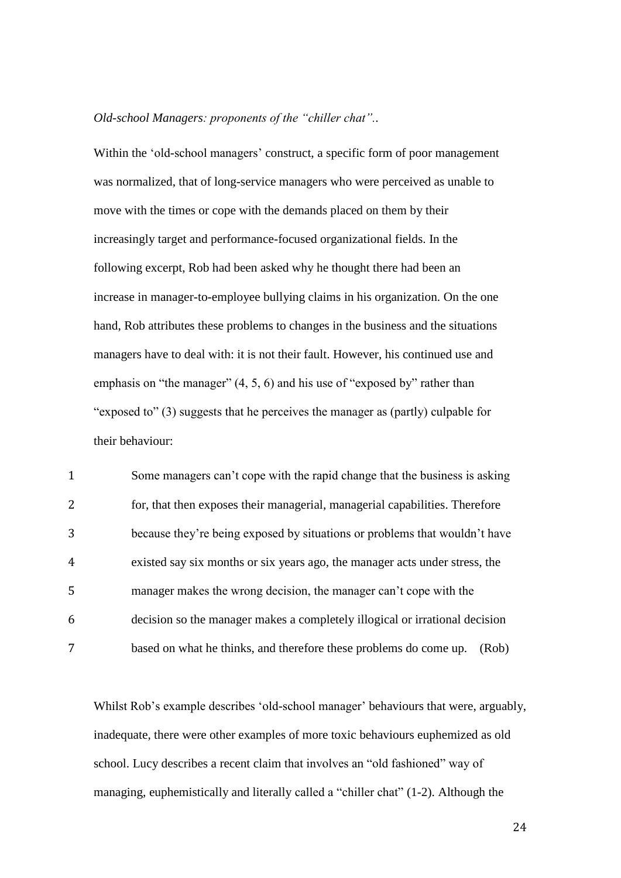*Old-school Managers: proponents of the "chiller chat"..*

Within the 'old-school managers' construct, a specific form of poor management was normalized, that of long-service managers who were perceived as unable to move with the times or cope with the demands placed on them by their increasingly target and performance-focused organizational fields. In the following excerpt, Rob had been asked why he thought there had been an increase in manager-to-employee bullying claims in his organization. On the one hand, Rob attributes these problems to changes in the business and the situations managers have to deal with: it is not their fault. However, his continued use and emphasis on "the manager" (4, 5, 6) and his use of "exposed by" rather than "exposed to" (3) suggests that he perceives the manager as (partly) culpable for their behaviour:

1 Some managers can't cope with the rapid change that the business is asking
2 for, that then exposes their managerial, managerial capabilities. Therefore
3 because they're being exposed by situations or problems that wouldn't have
4 existed say six months or six years ago, the manager acts under stress, the
5 manager makes the wrong decision, the manager can't cope with the
6 decision so the manager makes a completely illogical or irrational decision
7 based on what he thinks, and therefore these problems do come up. (Rob)

Whilst Rob's example describes 'old-school manager' behaviours that were, arguably, inadequate, there were other examples of more toxic behaviours euphemized as old school. Lucy describes a recent claim that involves an "old fashioned" way of managing, euphemistically and literally called a "chiller chat" (1-2). Although the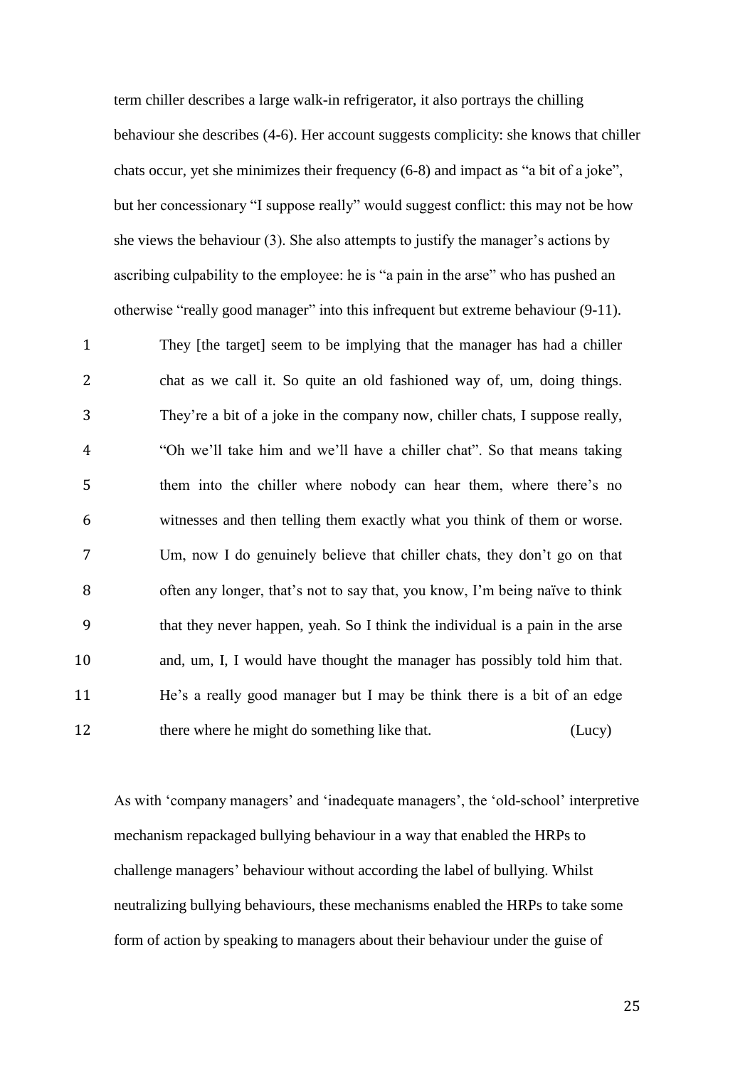term chiller describes a large walk-in refrigerator, it also portrays the chilling behaviour she describes (4-6). Her account suggests complicity: she knows that chiller chats occur, yet she minimizes their frequency (6-8) and impact as "a bit of a joke", but her concessionary "I suppose really" would suggest conflict: this may not be how she views the behaviour (3). She also attempts to justify the manager's actions by ascribing culpability to the employee: he is "a pain in the arse" who has pushed an otherwise "really good manager" into this infrequent but extreme behaviour (9-11).

1 They [the target] seem to be implying that the manager has had a chiller
2 chat as we call it. So quite an old fashioned way of, um, doing things.
3 They're a bit of a joke in the company now, chiller chats, I suppose really,
4 "Oh we'll take him and we'll have a chiller chat". So that means taking
5 them into the chiller where nobody can hear them, where there's no
6 witnesses and then telling them exactly what you think of them or worse.
7 Um, now I do genuinely believe that chiller chats, they don't go on that
8 often any longer, that's not to say that, you know, I'm being naïve to think
9 that they never happen, yeah. So I think the individual is a pain in the arse
10 and, um, I, I would have thought the manager has possibly told him that.
11 He's a really good manager but I may be think there is a bit of an edge
12 there where he might do something like that. (Lucy)

As with 'company managers' and 'inadequate managers', the 'old-school' interpretive mechanism repackaged bullying behaviour in a way that enabled the HRPs to challenge managers' behaviour without according the label of bullying. Whilst neutralizing bullying behaviours, these mechanisms enabled the HRPs to take some form of action by speaking to managers about their behaviour under the guise of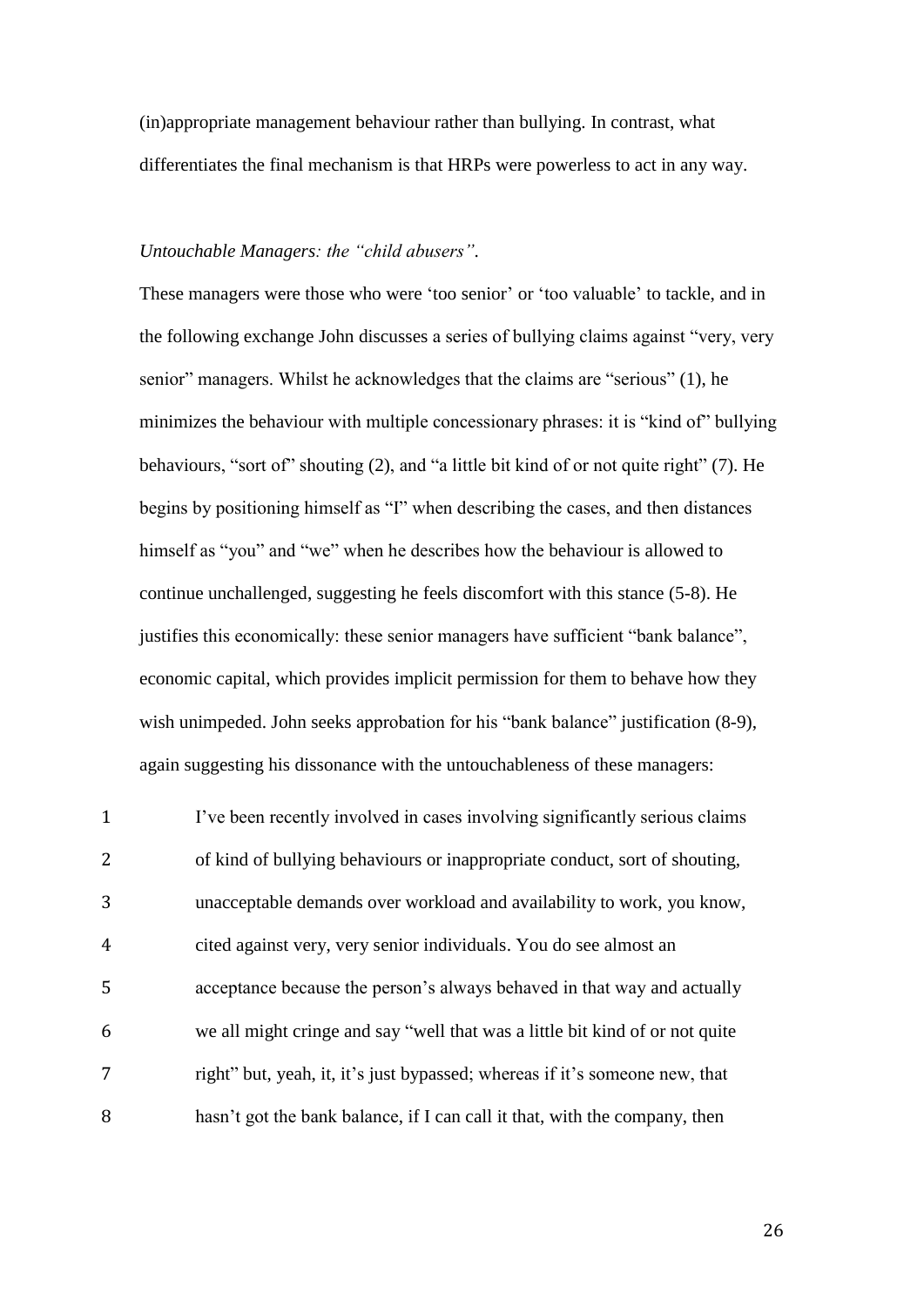(in)appropriate management behaviour rather than bullying. In contrast, what differentiates the final mechanism is that HRPs were powerless to act in any way.

*Untouchable Managers: the "child abusers".*

These managers were those who were 'too senior' or 'too valuable' to tackle, and in the following exchange John discusses a series of bullying claims against "very, very senior" managers. Whilst he acknowledges that the claims are "serious" (1), he minimizes the behaviour with multiple concessionary phrases: it is "kind of" bullying behaviours, "sort of" shouting (2), and "a little bit kind of or not quite right" (7). He begins by positioning himself as "I" when describing the cases, and then distances himself as "you" and "we" when he describes how the behaviour is allowed to continue unchallenged, suggesting he feels discomfort with this stance (5-8). He justifies this economically: these senior managers have sufficient "bank balance", economic capital, which provides implicit permission for them to behave how they wish unimpeded. John seeks approbation for his "bank balance" justification (8-9), again suggesting his dissonance with the untouchableness of these managers:

1 I've been recently involved in cases involving significantly serious claims
2 of kind of bullying behaviours or inappropriate conduct, sort of shouting,
3 unacceptable demands over workload and availability to work, you know,
4 cited against very, very senior individuals. You do see almost an
5 acceptance because the person's always behaved in that way and actually
6 we all might cringe and say "well that was a little bit kind of or not quite
7 right" but, yeah, it, it's just bypassed; whereas if it's someone new, that
8 hasn't got the bank balance, if I can call it that, with the company, then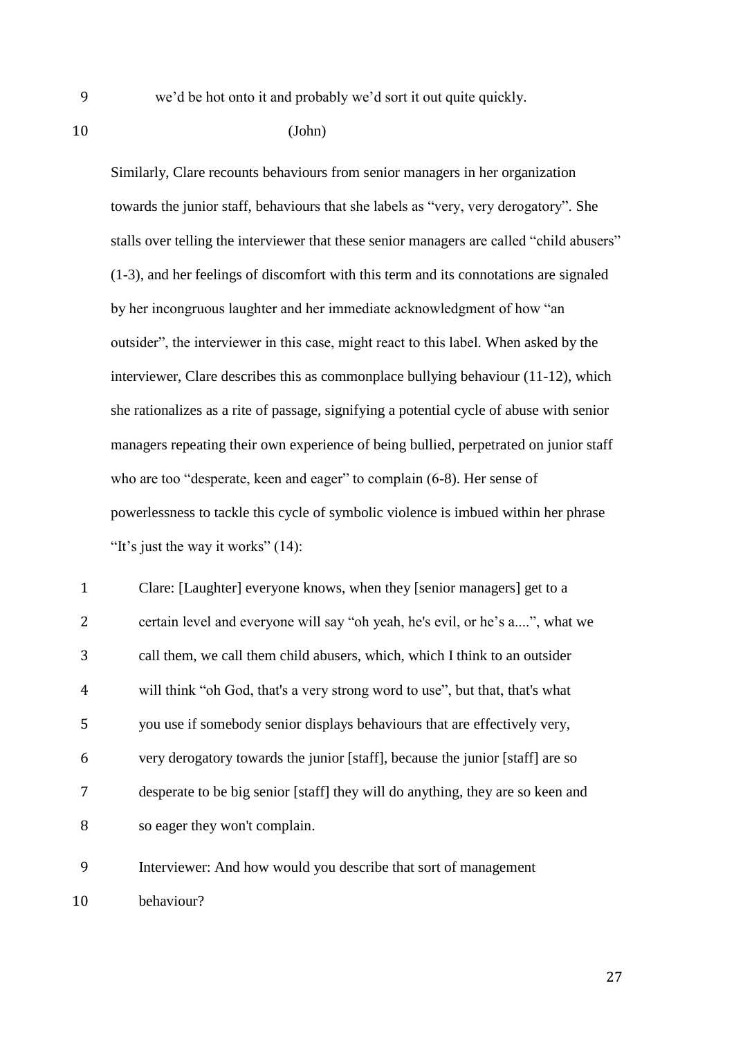9 we'd be hot onto it and probably we'd sort it out quite quickly.

10 (John)

Similarly, Clare recounts behaviours from senior managers in her organization towards the junior staff, behaviours that she labels as "very, very derogatory". She stalls over telling the interviewer that these senior managers are called "child abusers" (1-3), and her feelings of discomfort with this term and its connotations are signaled by her incongruous laughter and her immediate acknowledgment of how "an outsider", the interviewer in this case, might react to this label. When asked by the interviewer, Clare describes this as commonplace bullying behaviour (11-12), which she rationalizes as a rite of passage, signifying a potential cycle of abuse with senior managers repeating their own experience of being bullied, perpetrated on junior staff who are too "desperate, keen and eager" to complain (6-8). Her sense of powerlessness to tackle this cycle of symbolic violence is imbued within her phrase "It's just the way it works" (14):

1 Clare: [Laughter] everyone knows, when they [senior managers] get to a
2 certain level and everyone will say "oh yeah, he's evil, or he's a....", what we
3 call them, we call them child abusers, which, which I think to an outsider
4 will think "oh God, that's a very strong word to use", but that, that's what
5 you use if somebody senior displays behaviours that are effectively very,
6 very derogatory towards the junior [staff], because the junior [staff] are so
7 desperate to be big senior [staff] they will do anything, they are so keen and
8 so eager they won't complain.

9 Interviewer: And how would you describe that sort of management
10 behaviour?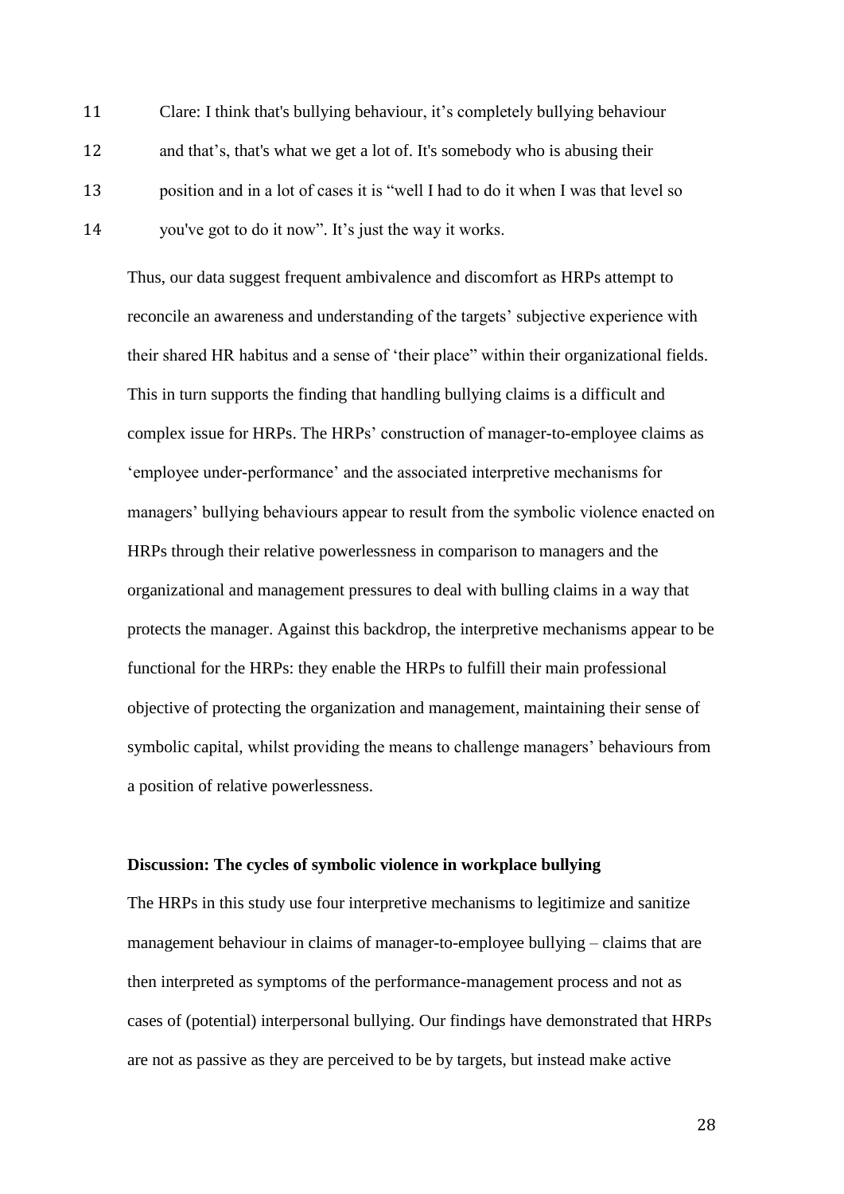11 Clare: I think that's bullying behaviour, it's completely bullying behaviour
12 and that's, that's what we get a lot of. It's somebody who is abusing their
13 position and in a lot of cases it is "well I had to do it when I was that level so
14 you've got to do it now". It's just the way it works.

Thus, our data suggest frequent ambivalence and discomfort as HRPs attempt to reconcile an awareness and understanding of the targets' subjective experience with their shared HR habitus and a sense of 'their place" within their organizational fields. This in turn supports the finding that handling bullying claims is a difficult and complex issue for HRPs. The HRPs' construction of manager-to-employee claims as 'employee under-performance' and the associated interpretive mechanisms for managers' bullying behaviours appear to result from the symbolic violence enacted on HRPs through their relative powerlessness in comparison to managers and the organizational and management pressures to deal with bulling claims in a way that protects the manager. Against this backdrop, the interpretive mechanisms appear to be functional for the HRPs: they enable the HRPs to fulfill their main professional objective of protecting the organization and management, maintaining their sense of symbolic capital, whilst providing the means to challenge managers' behaviours from a position of relative powerlessness.

## Discussion: The cycles of symbolic violence in workplace bullying

The HRPs in this study use four interpretive mechanisms to legitimize and sanitize management behaviour in claims of manager-to-employee bullying – claims that are then interpreted as symptoms of the performance-management process and not as cases of (potential) interpersonal bullying. Our findings have demonstrated that HRPs are not as passive as they are perceived to be by targets, but instead make active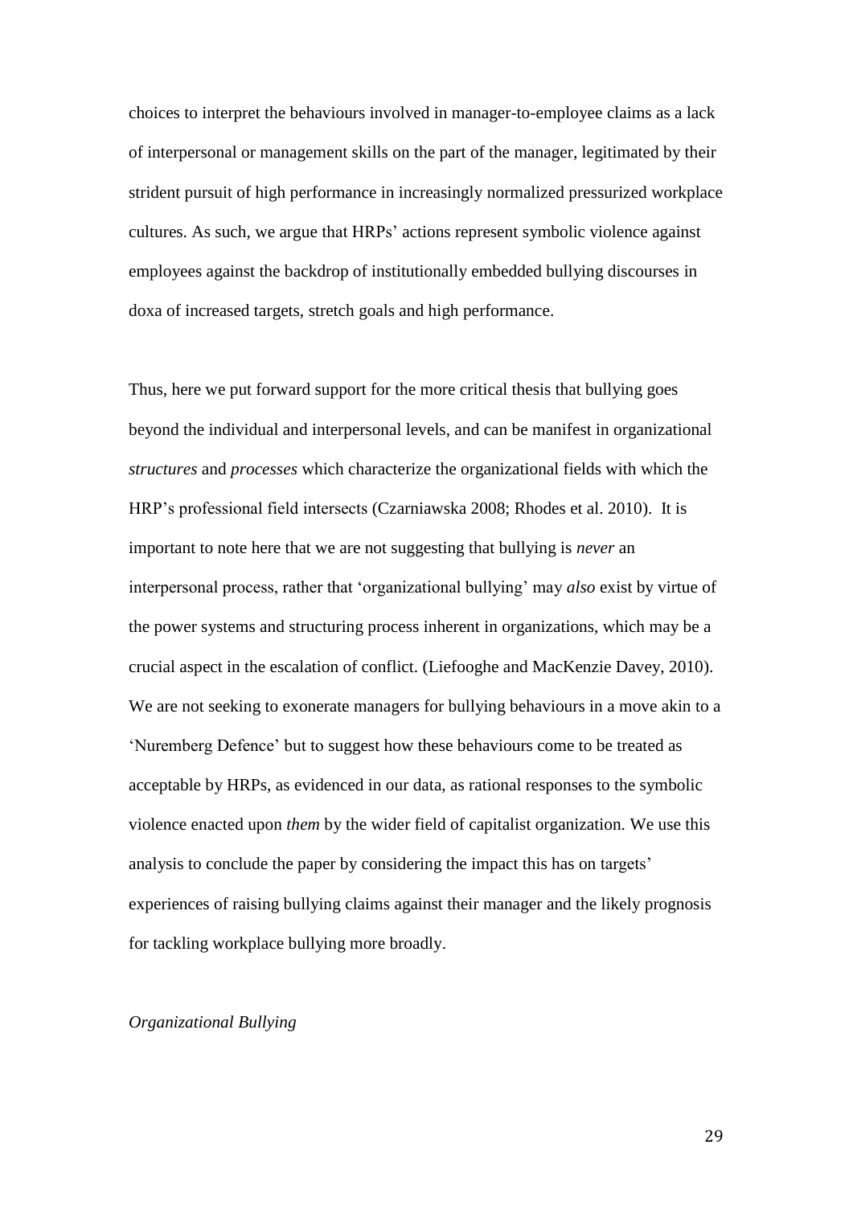choices to interpret the behaviours involved in manager-to-employee claims as a lack of interpersonal or management skills on the part of the manager, legitimated by their strident pursuit of high performance in increasingly normalized pressurized workplace cultures. As such, we argue that HRPs' actions represent symbolic violence against employees against the backdrop of institutionally embedded bullying discourses in doxa of increased targets, stretch goals and high performance.

Thus, here we put forward support for the more critical thesis that bullying goes beyond the individual and interpersonal levels, and can be manifest in organizational *structures* and *processes* which characterize the organizational fields with which the HRP's professional field intersects (Czarniawska 2008; Rhodes et al. 2010). It is important to note here that we are not suggesting that bullying is *never* an interpersonal process, rather that 'organizational bullying' may *also* exist by virtue of the power systems and structuring process inherent in organizations, which may be a crucial aspect in the escalation of conflict. (Liefooghe and MacKenzie Davey, 2010). We are not seeking to exonerate managers for bullying behaviours in a move akin to a 'Nuremberg Defence' but to suggest how these behaviours come to be treated as acceptable by HRPs, as evidenced in our data, as rational responses to the symbolic violence enacted upon *them* by the wider field of capitalist organization. We use this analysis to conclude the paper by considering the impact this has on targets' experiences of raising bullying claims against their manager and the likely prognosis for tackling workplace bullying more broadly.

*Organizational Bullying*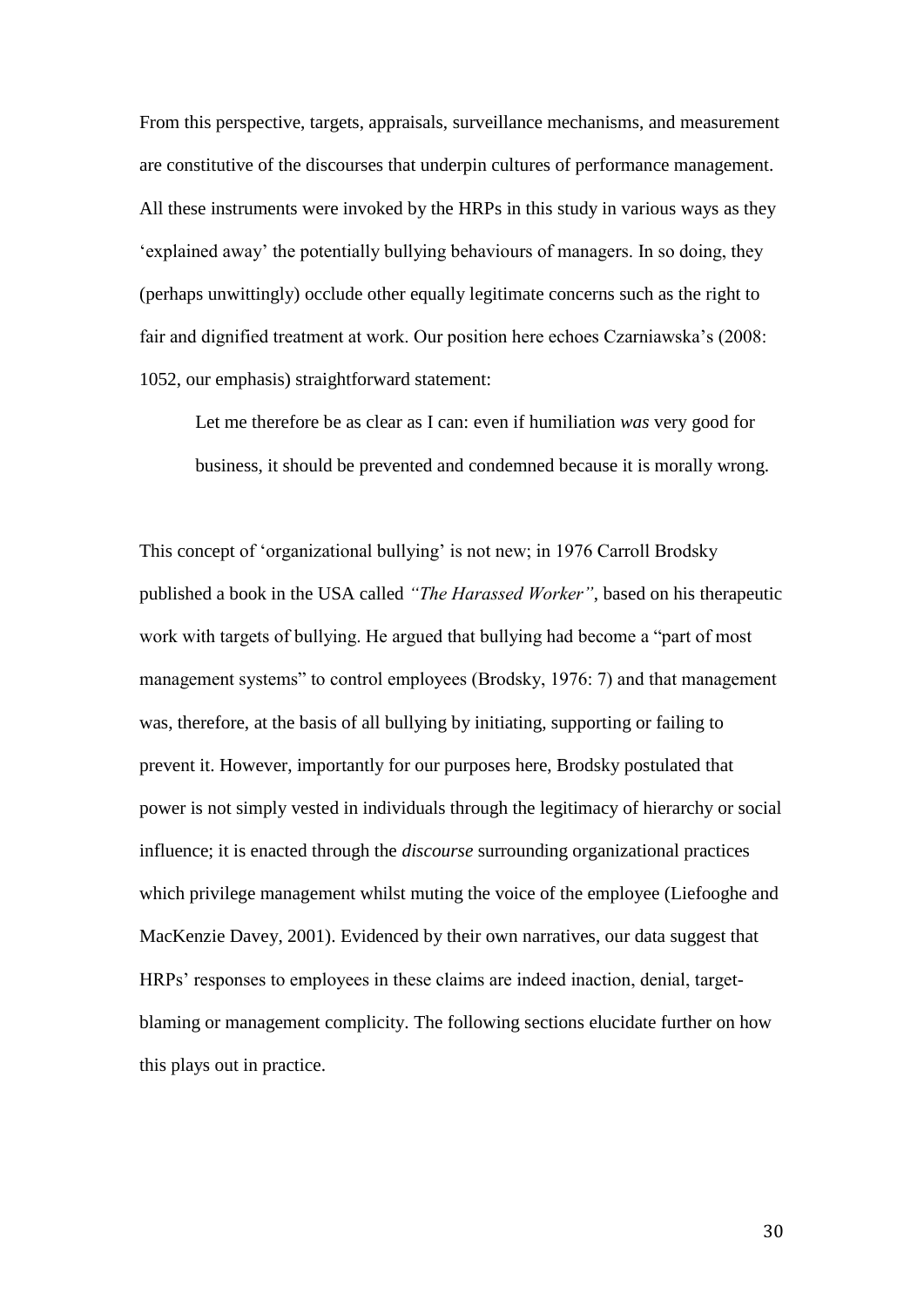From this perspective, targets, appraisals, surveillance mechanisms, and measurement are constitutive of the discourses that underpin cultures of performance management. All these instruments were invoked by the HRPs in this study in various ways as they 'explained away' the potentially bullying behaviours of managers. In so doing, they (perhaps unwittingly) occlude other equally legitimate concerns such as the right to fair and dignified treatment at work. Our position here echoes Czarniawska's (2008: 1052, our emphasis) straightforward statement:

> Let me therefore be as clear as I can: even if humiliation *was* very good for business, it should be prevented and condemned because it is morally wrong.

This concept of 'organizational bullying' is not new; in 1976 Carroll Brodsky published a book in the USA called *"The Harassed Worker"*, based on his therapeutic work with targets of bullying. He argued that bullying had become a "part of most management systems" to control employees (Brodsky, 1976: 7) and that management was, therefore, at the basis of all bullying by initiating, supporting or failing to prevent it. However, importantly for our purposes here, Brodsky postulated that power is not simply vested in individuals through the legitimacy of hierarchy or social influence; it is enacted through the *discourse* surrounding organizational practices which privilege management whilst muting the voice of the employee (Liefooghe and MacKenzie Davey, 2001). Evidenced by their own narratives, our data suggest that HRPs' responses to employees in these claims are indeed inaction, denial, target-blaming or management complicity. The following sections elucidate further on how this plays out in practice.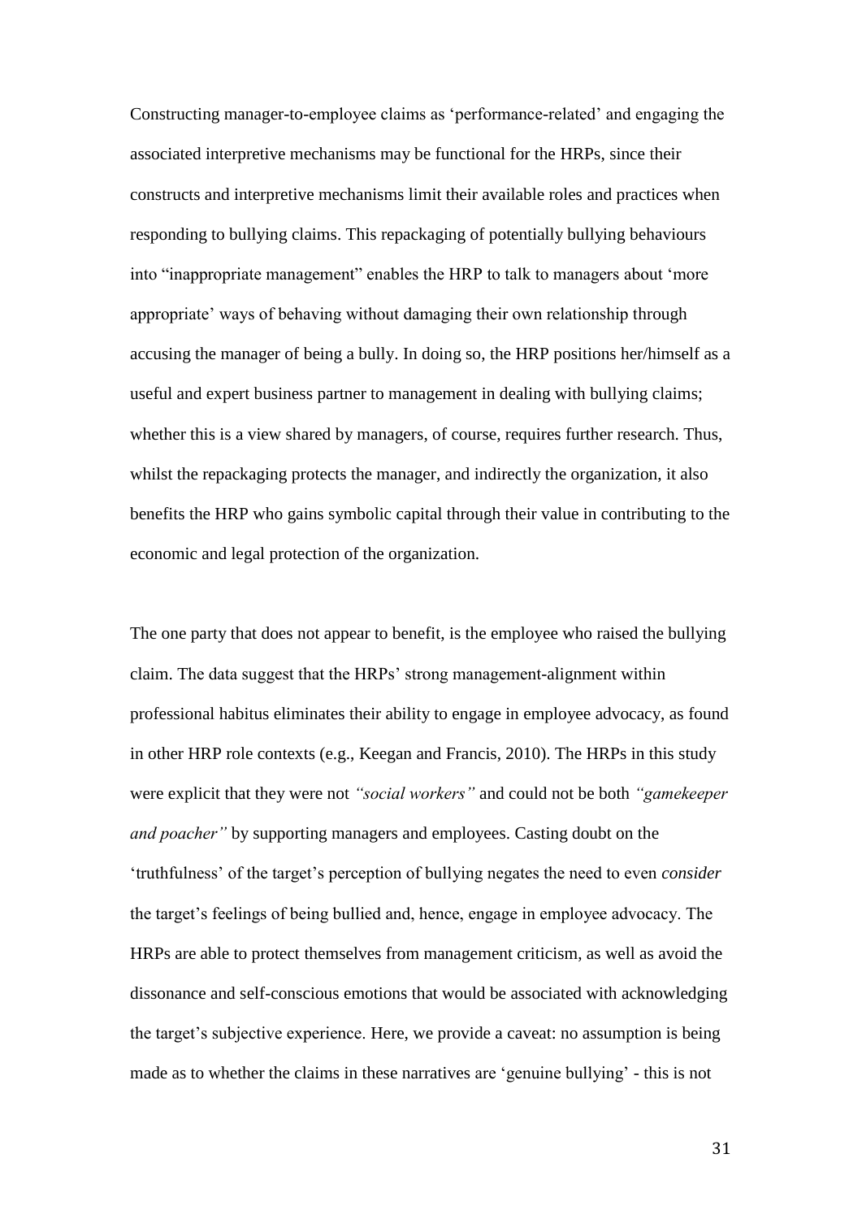Constructing manager-to-employee claims as 'performance-related' and engaging the associated interpretive mechanisms may be functional for the HRPs, since their constructs and interpretive mechanisms limit their available roles and practices when responding to bullying claims. This repackaging of potentially bullying behaviours into "inappropriate management" enables the HRP to talk to managers about 'more appropriate' ways of behaving without damaging their own relationship through accusing the manager of being a bully. In doing so, the HRP positions her/himself as a useful and expert business partner to management in dealing with bullying claims; whether this is a view shared by managers, of course, requires further research. Thus, whilst the repackaging protects the manager, and indirectly the organization, it also benefits the HRP who gains symbolic capital through their value in contributing to the economic and legal protection of the organization.

The one party that does not appear to benefit, is the employee who raised the bullying claim. The data suggest that the HRPs' strong management-alignment within professional habitus eliminates their ability to engage in employee advocacy, as found in other HRP role contexts (e.g., Keegan and Francis, 2010). The HRPs in this study were explicit that they were not *"social workers"* and could not be both *"gamekeeper and poacher"* by supporting managers and employees. Casting doubt on the 'truthfulness' of the target's perception of bullying negates the need to even *consider* the target's feelings of being bullied and, hence, engage in employee advocacy. The HRPs are able to protect themselves from management criticism, as well as avoid the dissonance and self-conscious emotions that would be associated with acknowledging the target's subjective experience. Here, we provide a caveat: no assumption is being made as to whether the claims in these narratives are 'genuine bullying' - this is not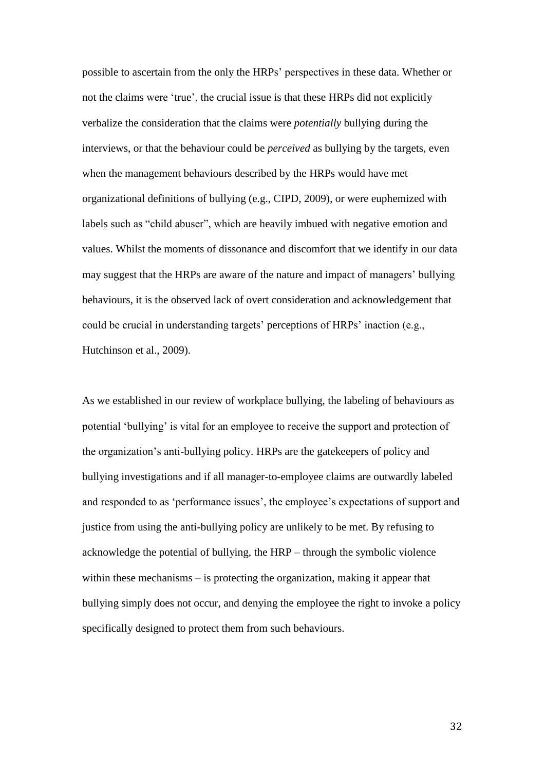possible to ascertain from the only the HRPs' perspectives in these data. Whether or not the claims were 'true', the crucial issue is that these HRPs did not explicitly verbalize the consideration that the claims were *potentially* bullying during the interviews, or that the behaviour could be *perceived* as bullying by the targets, even when the management behaviours described by the HRPs would have met organizational definitions of bullying (e.g., CIPD, 2009), or were euphemized with labels such as "child abuser", which are heavily imbued with negative emotion and values. Whilst the moments of dissonance and discomfort that we identify in our data may suggest that the HRPs are aware of the nature and impact of managers' bullying behaviours, it is the observed lack of overt consideration and acknowledgement that could be crucial in understanding targets' perceptions of HRPs' inaction (e.g., Hutchinson et al., 2009).

As we established in our review of workplace bullying, the labeling of behaviours as potential 'bullying' is vital for an employee to receive the support and protection of the organization's anti-bullying policy. HRPs are the gatekeepers of policy and bullying investigations and if all manager-to-employee claims are outwardly labeled and responded to as 'performance issues', the employee's expectations of support and justice from using the anti-bullying policy are unlikely to be met. By refusing to acknowledge the potential of bullying, the HRP – through the symbolic violence within these mechanisms – is protecting the organization, making it appear that bullying simply does not occur, and denying the employee the right to invoke a policy specifically designed to protect them from such behaviours.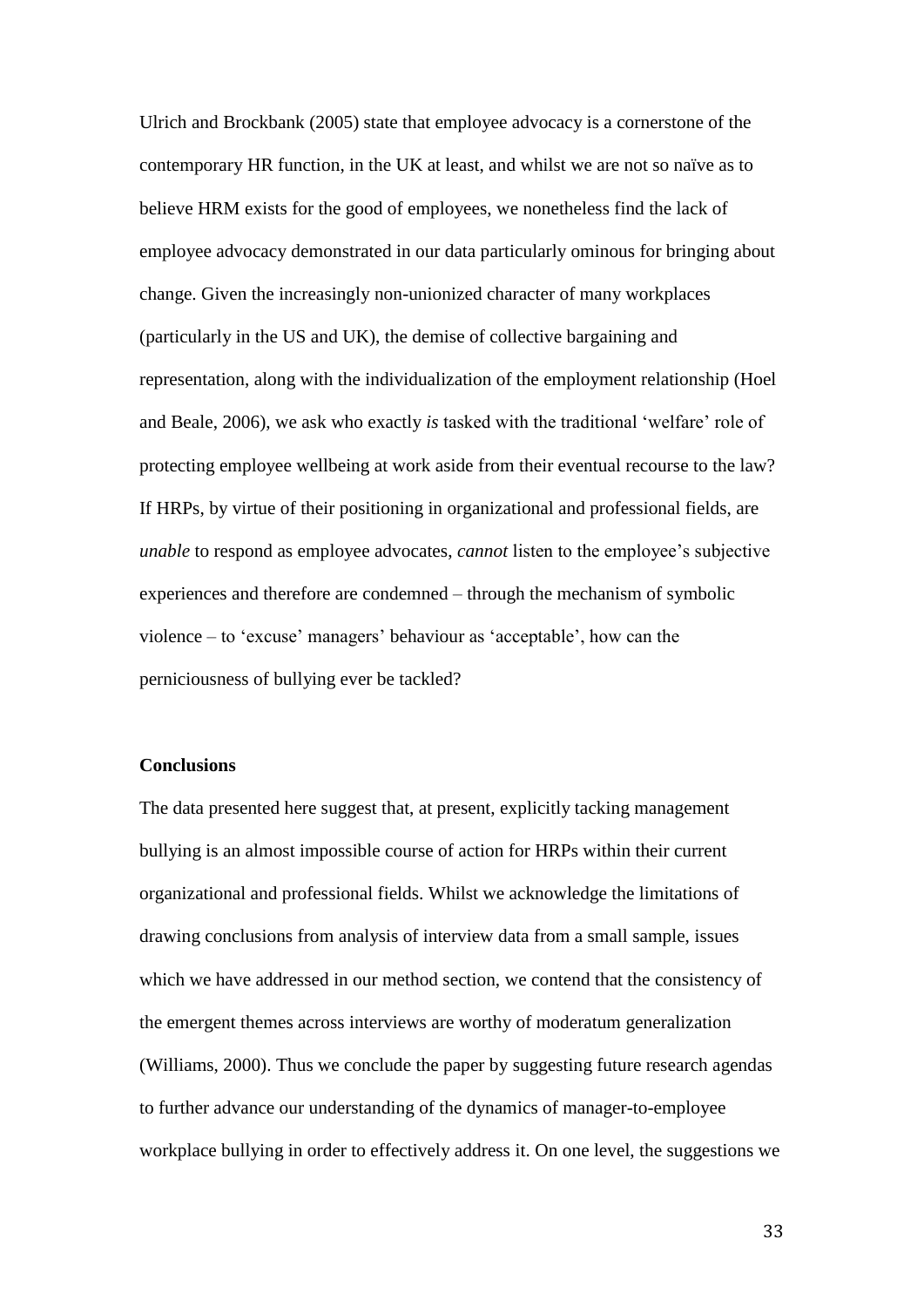Ulrich and Brockbank (2005) state that employee advocacy is a cornerstone of the contemporary HR function, in the UK at least, and whilst we are not so naïve as to believe HRM exists for the good of employees, we nonetheless find the lack of employee advocacy demonstrated in our data particularly ominous for bringing about change. Given the increasingly non-unionized character of many workplaces (particularly in the US and UK), the demise of collective bargaining and representation, along with the individualization of the employment relationship (Hoel and Beale, 2006), we ask who exactly *is* tasked with the traditional 'welfare' role of protecting employee wellbeing at work aside from their eventual recourse to the law? If HRPs, by virtue of their positioning in organizational and professional fields, are *unable* to respond as employee advocates, *cannot* listen to the employee's subjective experiences and therefore are condemned – through the mechanism of symbolic violence – to 'excuse' managers' behaviour as 'acceptable', how can the perniciousness of bullying ever be tackled?

## Conclusions

The data presented here suggest that, at present, explicitly tacking management bullying is an almost impossible course of action for HRPs within their current organizational and professional fields. Whilst we acknowledge the limitations of drawing conclusions from analysis of interview data from a small sample, issues which we have addressed in our method section, we contend that the consistency of the emergent themes across interviews are worthy of moderatum generalization (Williams, 2000). Thus we conclude the paper by suggesting future research agendas to further advance our understanding of the dynamics of manager-to-employee workplace bullying in order to effectively address it. On one level, the suggestions we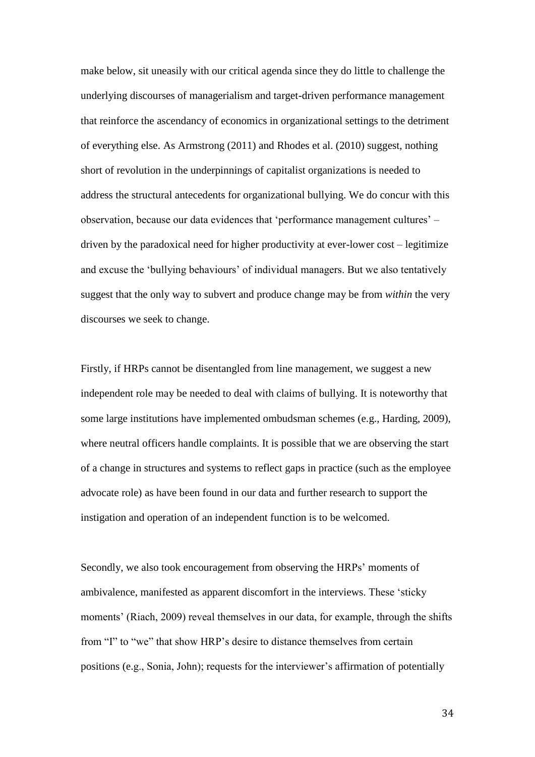make below, sit uneasily with our critical agenda since they do little to challenge the underlying discourses of managerialism and target-driven performance management that reinforce the ascendancy of economics in organizational settings to the detriment of everything else. As Armstrong (2011) and Rhodes et al. (2010) suggest, nothing short of revolution in the underpinnings of capitalist organizations is needed to address the structural antecedents for organizational bullying. We do concur with this observation, because our data evidences that 'performance management cultures' – driven by the paradoxical need for higher productivity at ever-lower cost – legitimize and excuse the 'bullying behaviours' of individual managers. But we also tentatively suggest that the only way to subvert and produce change may be from *within* the very discourses we seek to change.

Firstly, if HRPs cannot be disentangled from line management, we suggest a new independent role may be needed to deal with claims of bullying. It is noteworthy that some large institutions have implemented ombudsman schemes (e.g., Harding, 2009), where neutral officers handle complaints. It is possible that we are observing the start of a change in structures and systems to reflect gaps in practice (such as the employee advocate role) as have been found in our data and further research to support the instigation and operation of an independent function is to be welcomed.

Secondly, we also took encouragement from observing the HRPs' moments of ambivalence, manifested as apparent discomfort in the interviews. These 'sticky moments' (Riach, 2009) reveal themselves in our data, for example, through the shifts from "I" to "we" that show HRP's desire to distance themselves from certain positions (e.g., Sonia, John); requests for the interviewer's affirmation of potentially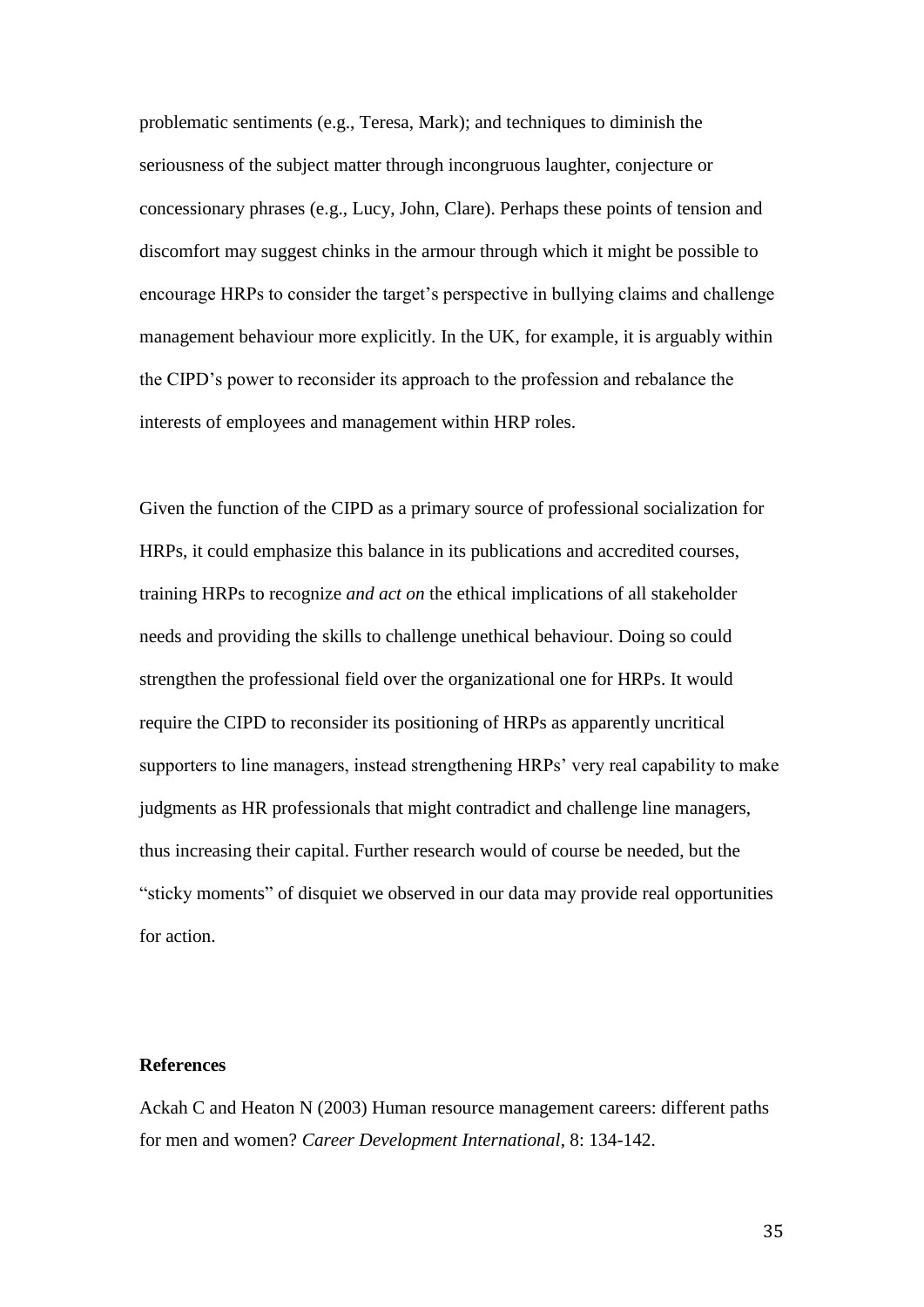problematic sentiments (e.g., Teresa, Mark); and techniques to diminish the seriousness of the subject matter through incongruous laughter, conjecture or concessionary phrases (e.g., Lucy, John, Clare). Perhaps these points of tension and discomfort may suggest chinks in the armour through which it might be possible to encourage HRPs to consider the target's perspective in bullying claims and challenge management behaviour more explicitly. In the UK, for example, it is arguably within the CIPD's power to reconsider its approach to the profession and rebalance the interests of employees and management within HRP roles.

Given the function of the CIPD as a primary source of professional socialization for HRPs, it could emphasize this balance in its publications and accredited courses, training HRPs to recognize *and act on* the ethical implications of all stakeholder needs and providing the skills to challenge unethical behaviour. Doing so could strengthen the professional field over the organizational one for HRPs. It would require the CIPD to reconsider its positioning of HRPs as apparently uncritical supporters to line managers, instead strengthening HRPs' very real capability to make judgments as HR professionals that might contradict and challenge line managers, thus increasing their capital. Further research would of course be needed, but the "sticky moments" of disquiet we observed in our data may provide real opportunities for action.

## References

Ackah C and Heaton N (2003) Human resource management careers: different paths for men and women? *Career Development International*, 8: 134-142.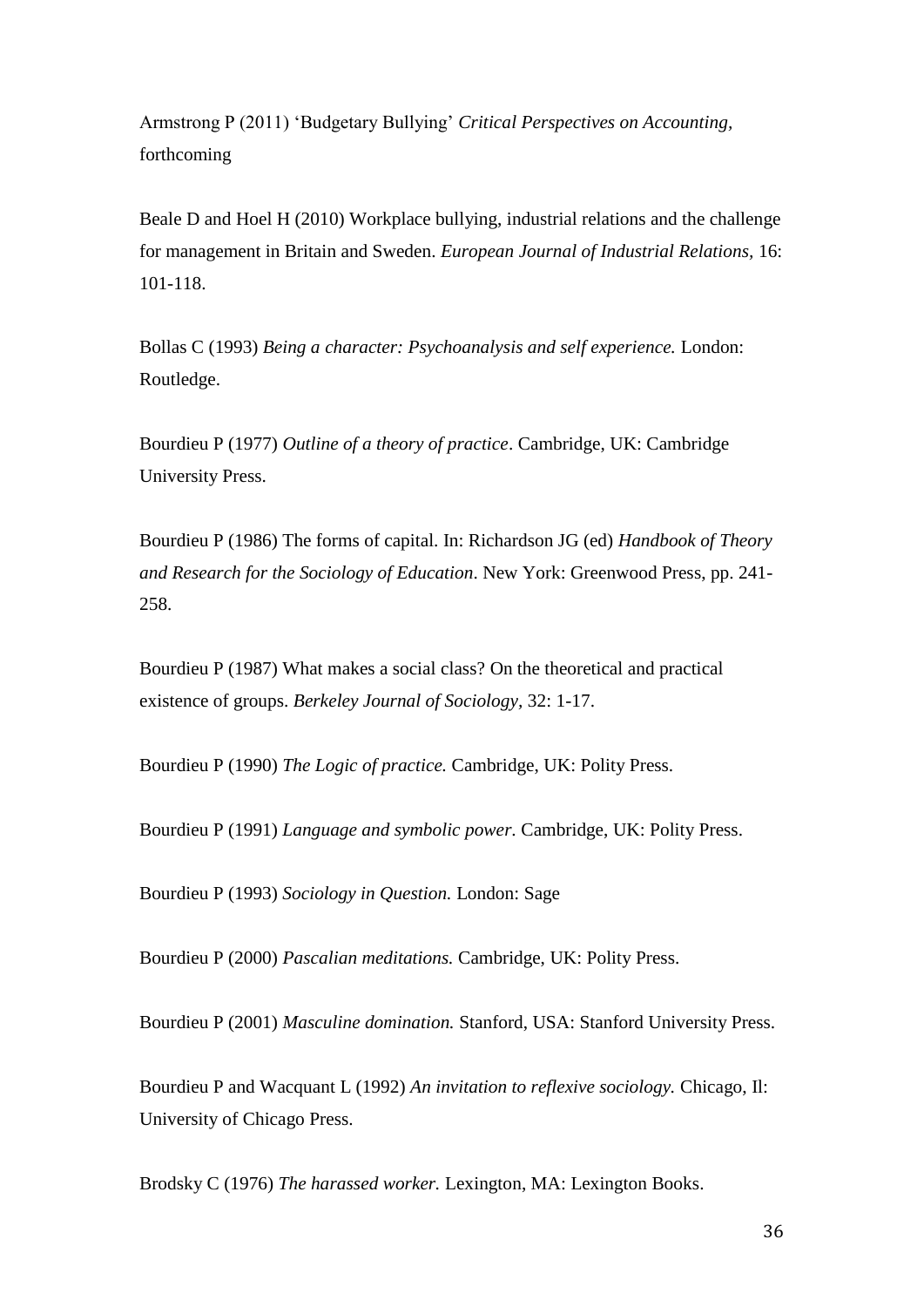Armstrong P (2011) 'Budgetary Bullying' *Critical Perspectives on Accounting,* forthcoming

Beale D and Hoel H (2010) Workplace bullying, industrial relations and the challenge for management in Britain and Sweden. *European Journal of Industrial Relations,* 16: 101-118.

Bollas C (1993) *Being a character: Psychoanalysis and self experience.* London: Routledge.

Bourdieu P (1977) *Outline of a theory of practice*. Cambridge, UK: Cambridge University Press.

Bourdieu P (1986) The forms of capital. In: Richardson JG (ed) *Handbook of Theory and Research for the Sociology of Education*. New York: Greenwood Press, pp. 241-258.

Bourdieu P (1987) What makes a social class? On the theoretical and practical existence of groups. *Berkeley Journal of Sociology,* 32: 1-17.

Bourdieu P (1990) *The Logic of practice.* Cambridge, UK: Polity Press.

Bourdieu P (1991) *Language and symbolic power.* Cambridge, UK: Polity Press.

Bourdieu P (1993) *Sociology in Question.* London: Sage

Bourdieu P (2000) *Pascalian meditations.* Cambridge, UK: Polity Press.

Bourdieu P (2001) *Masculine domination.* Stanford, USA: Stanford University Press.

Bourdieu P and Wacquant L (1992) *An invitation to reflexive sociology.* Chicago, Il: University of Chicago Press.

Brodsky C (1976) *The harassed worker.* Lexington, MA: Lexington Books.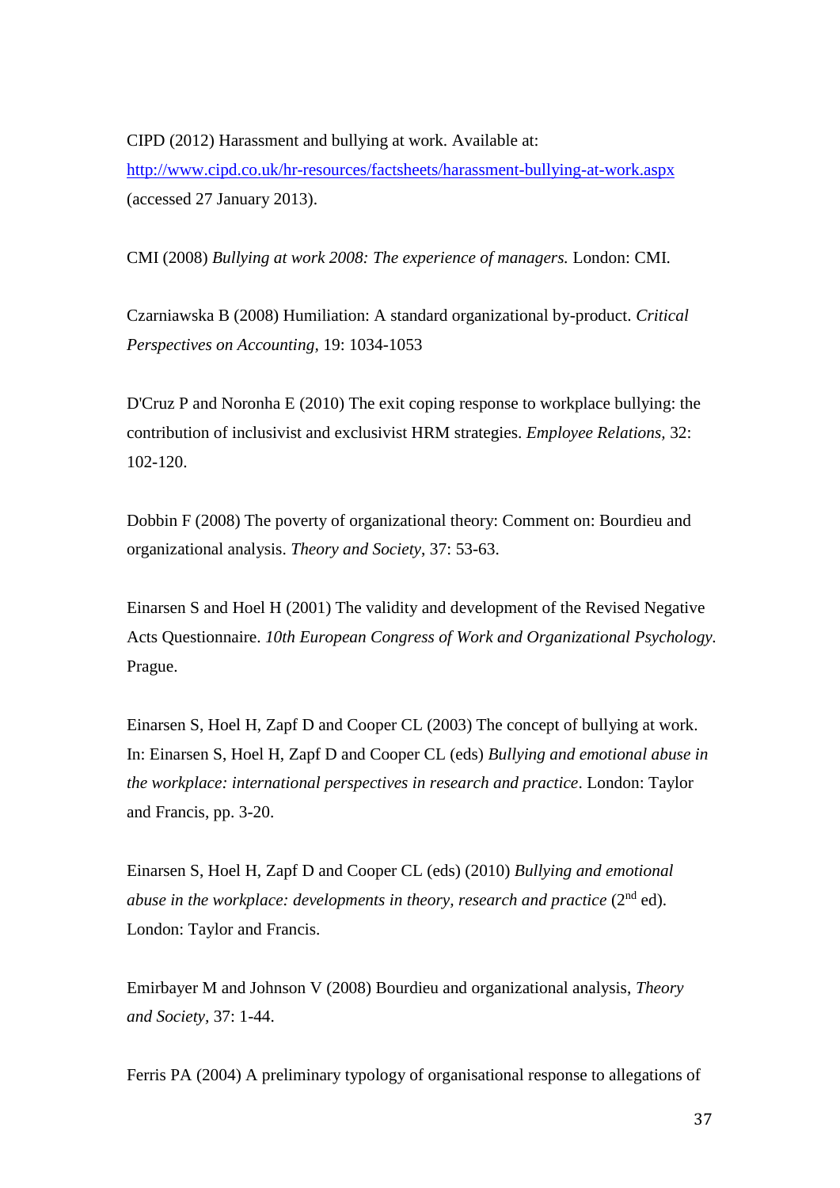CIPD (2012) Harassment and bullying at work. Available at: http://www.cipd.co.uk/hr-resources/factsheets/harassment-bullying-at-work.aspx (accessed 27 January 2013).

CMI (2008) *Bullying at work 2008: The experience of managers.* London: CMI.

Czarniawska B (2008) Humiliation: A standard organizational by-product. *Critical Perspectives on Accounting*, 19: 1034-1053

D'Cruz P and Noronha E (2010) The exit coping response to workplace bullying: the contribution of inclusivist and exclusivist HRM strategies. *Employee Relations*, 32: 102-120.

Dobbin F (2008) The poverty of organizational theory: Comment on: Bourdieu and organizational analysis. *Theory and Society*, 37: 53-63.

Einarsen S and Hoel H (2001) The validity and development of the Revised Negative Acts Questionnaire. *10th European Congress of Work and Organizational Psychology*. Prague.

Einarsen S, Hoel H, Zapf D and Cooper CL (2003) The concept of bullying at work. In: Einarsen S, Hoel H, Zapf D and Cooper CL (eds) *Bullying and emotional abuse in the workplace: international perspectives in research and practice*. London: Taylor and Francis, pp. 3-20.

Einarsen S, Hoel H, Zapf D and Cooper CL (eds) (2010) *Bullying and emotional abuse in the workplace: developments in theory, research and practice* (2nd ed). London: Taylor and Francis.

Emirbayer M and Johnson V (2008) Bourdieu and organizational analysis, *Theory and Society*, 37: 1-44.

Ferris PA (2004) A preliminary typology of organisational response to allegations of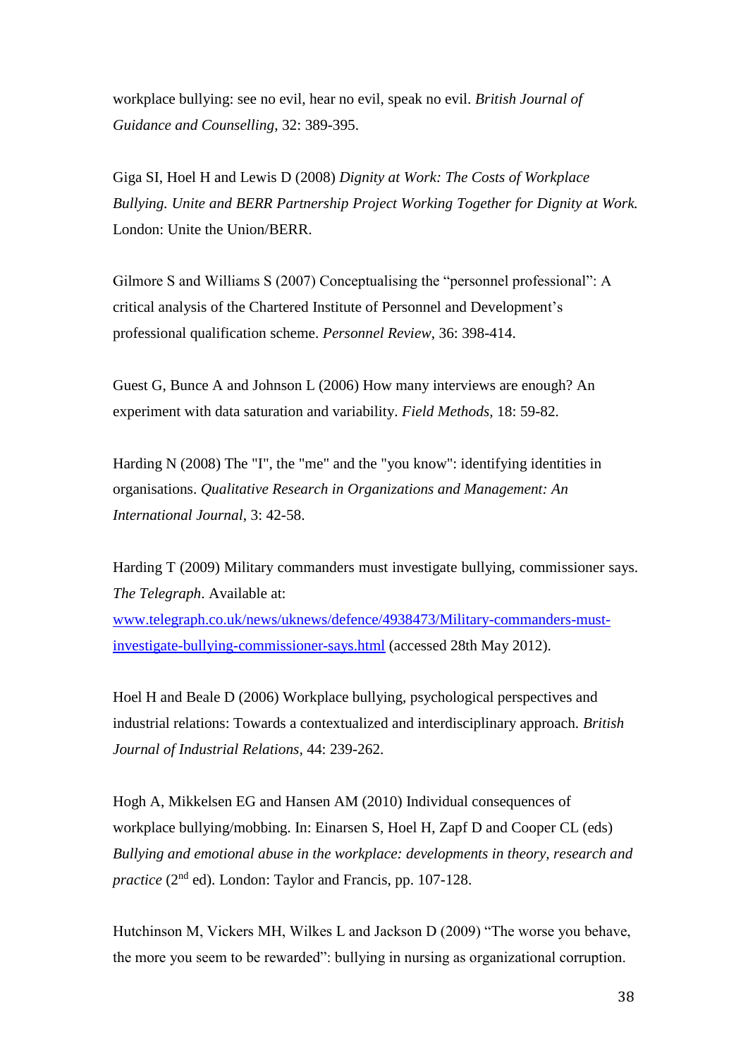workplace bullying: see no evil, hear no evil, speak no evil. *British Journal of Guidance and Counselling*, 32: 389-395.

Giga SI, Hoel H and Lewis D (2008) *Dignity at Work: The Costs of Workplace Bullying. Unite and BERR Partnership Project Working Together for Dignity at Work.* London: Unite the Union/BERR.

Gilmore S and Williams S (2007) Conceptualising the "personnel professional": A critical analysis of the Chartered Institute of Personnel and Development's professional qualification scheme. *Personnel Review*, 36: 398-414.

Guest G, Bunce A and Johnson L (2006) How many interviews are enough? An experiment with data saturation and variability. *Field Methods*, 18: 59-82.

Harding N (2008) The "I", the "me" and the "you know": identifying identities in organisations. *Qualitative Research in Organizations and Management: An International Journal*, 3: 42-58.

Harding T (2009) Military commanders must investigate bullying, commissioner says. *The Telegraph*. Available at: [www.telegraph.co.uk/news/uknews/defence/4938473/Military-commanders-must-investigate-bullying-commissioner-says.html](www.telegraph.co.uk/news/uknews/defence/4938473/Military-commanders-must-investigate-bullying-commissioner-says.html) (accessed 28th May 2012).

Hoel H and Beale D (2006) Workplace bullying, psychological perspectives and industrial relations: Towards a contextualized and interdisciplinary approach. *British Journal of Industrial Relations*, 44: 239-262.

Hogh A, Mikkelsen EG and Hansen AM (2010) Individual consequences of workplace bullying/mobbing. In: Einarsen S, Hoel H, Zapf D and Cooper CL (eds) *Bullying and emotional abuse in the workplace: developments in theory, research and practice* (2nd ed). London: Taylor and Francis, pp. 107-128.

Hutchinson M, Vickers MH, Wilkes L and Jackson D (2009) "The worse you behave, the more you seem to be rewarded": bullying in nursing as organizational corruption.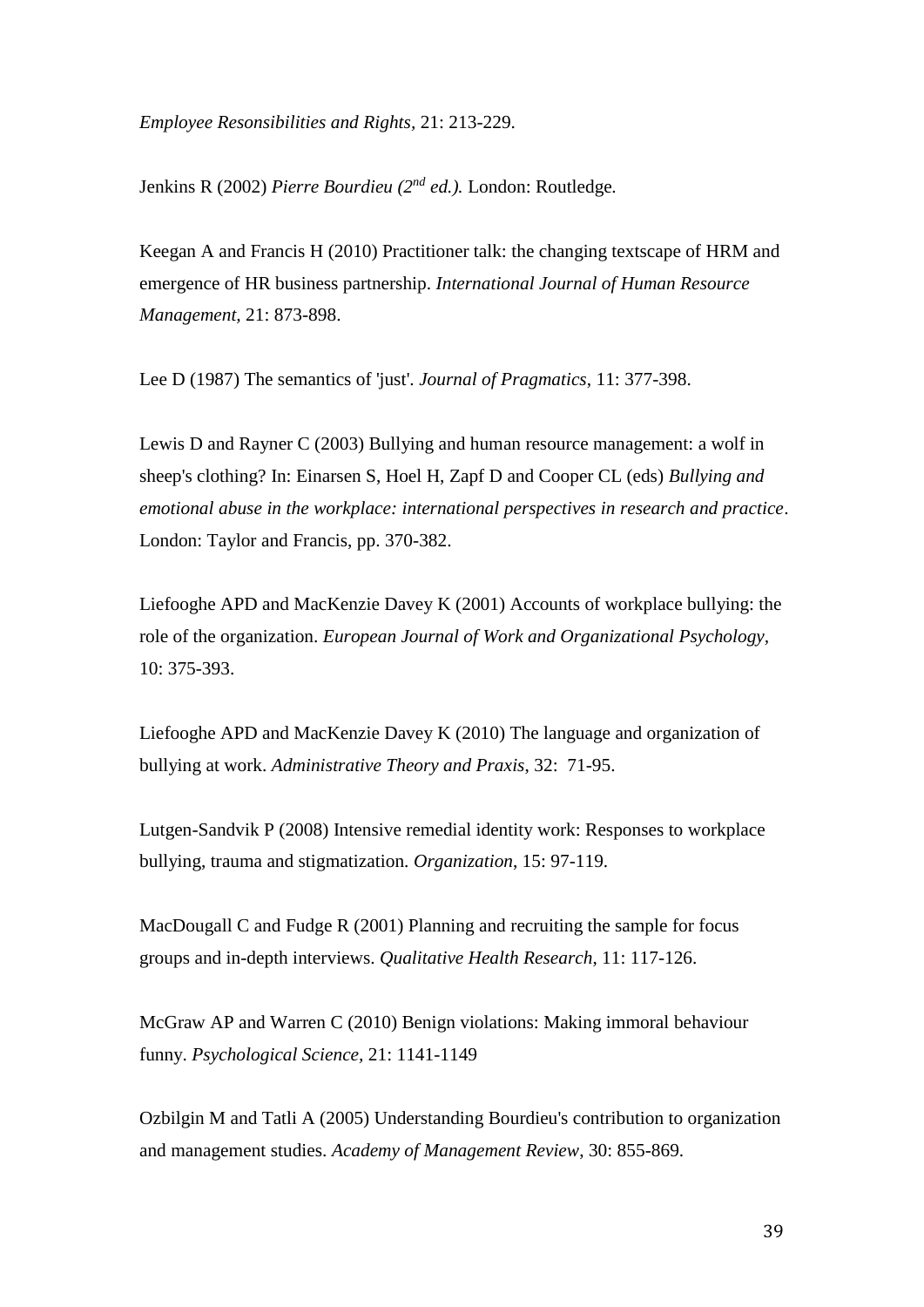*Employee Resonsibilities and Rights*, 21: 213-229.

Jenkins R (2002) *Pierre Bourdieu (2nd ed.).* London: Routledge.

Keegan A and Francis H (2010) Practitioner talk: the changing textscape of HRM and emergence of HR business partnership. *International Journal of Human Resource Management*, 21: 873-898.

Lee D (1987) The semantics of 'just'. *Journal of Pragmatics*, 11: 377-398.

Lewis D and Rayner C (2003) Bullying and human resource management: a wolf in sheep's clothing? In: Einarsen S, Hoel H, Zapf D and Cooper CL (eds) *Bullying and emotional abuse in the workplace: international perspectives in research and practice*. London: Taylor and Francis, pp. 370-382.

Liefooghe APD and MacKenzie Davey K (2001) Accounts of workplace bullying: the role of the organization. *European Journal of Work and Organizational Psychology*, 10: 375-393.

Liefooghe APD and MacKenzie Davey K (2010) The language and organization of bullying at work. *Administrative Theory and Praxis*, 32: 71-95.

Lutgen-Sandvik P (2008) Intensive remedial identity work: Responses to workplace bullying, trauma and stigmatization. *Organization*, 15: 97-119.

MacDougall C and Fudge R (2001) Planning and recruiting the sample for focus groups and in-depth interviews. *Qualitative Health Research*, 11: 117-126.

McGraw AP and Warren C (2010) Benign violations: Making immoral behaviour funny. *Psychological Science*, 21: 1141-1149

Ozbilgin M and Tatli A (2005) Understanding Bourdieu's contribution to organization and management studies. *Academy of Management Review*, 30: 855-869.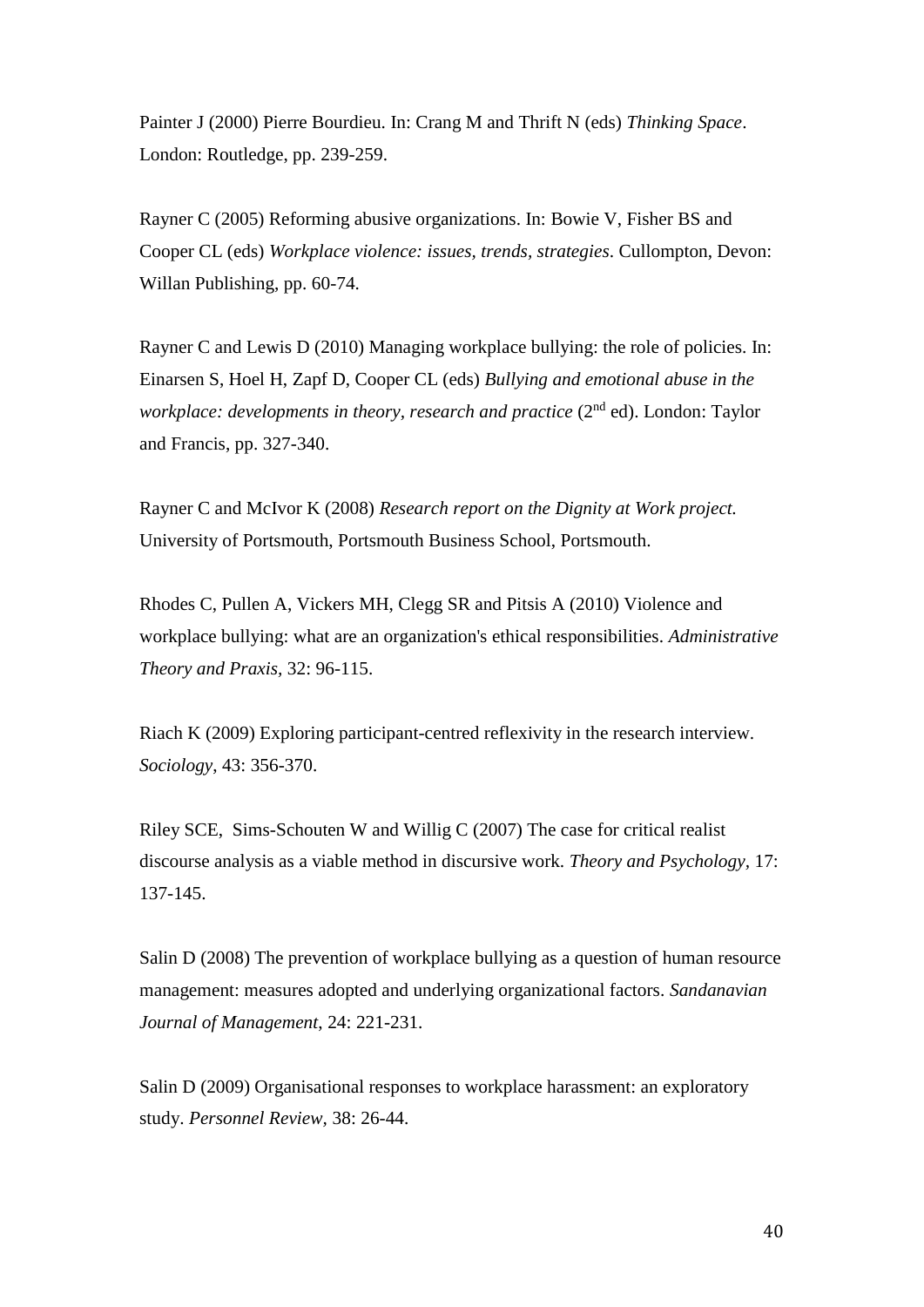Painter J (2000) Pierre Bourdieu. In: Crang M and Thrift N (eds) *Thinking Space*. London: Routledge, pp. 239-259.

Rayner C (2005) Reforming abusive organizations. In: Bowie V, Fisher BS and Cooper CL (eds) *Workplace violence: issues, trends, strategies*. Cullompton, Devon: Willan Publishing, pp. 60-74.

Rayner C and Lewis D (2010) Managing workplace bullying: the role of policies. In: Einarsen S, Hoel H, Zapf D, Cooper CL (eds) *Bullying and emotional abuse in the workplace: developments in theory, research and practice* (2nd ed). London: Taylor and Francis, pp. 327-340.

Rayner C and McIvor K (2008) *Research report on the Dignity at Work project.* University of Portsmouth, Portsmouth Business School, Portsmouth.

Rhodes C, Pullen A, Vickers MH, Clegg SR and Pitsis A (2010) Violence and workplace bullying: what are an organization's ethical responsibilities. *Administrative Theory and Praxis*, 32: 96-115.

Riach K (2009) Exploring participant-centred reflexivity in the research interview. *Sociology*, 43: 356-370.

Riley SCE, Sims-Schouten W and Willig C (2007) The case for critical realist discourse analysis as a viable method in discursive work. *Theory and Psychology*, 17: 137-145.

Salin D (2008) The prevention of workplace bullying as a question of human resource management: measures adopted and underlying organizational factors. *Sandanavian Journal of Management*, 24: 221-231.

Salin D (2009) Organisational responses to workplace harassment: an exploratory study. *Personnel Review*, 38: 26-44.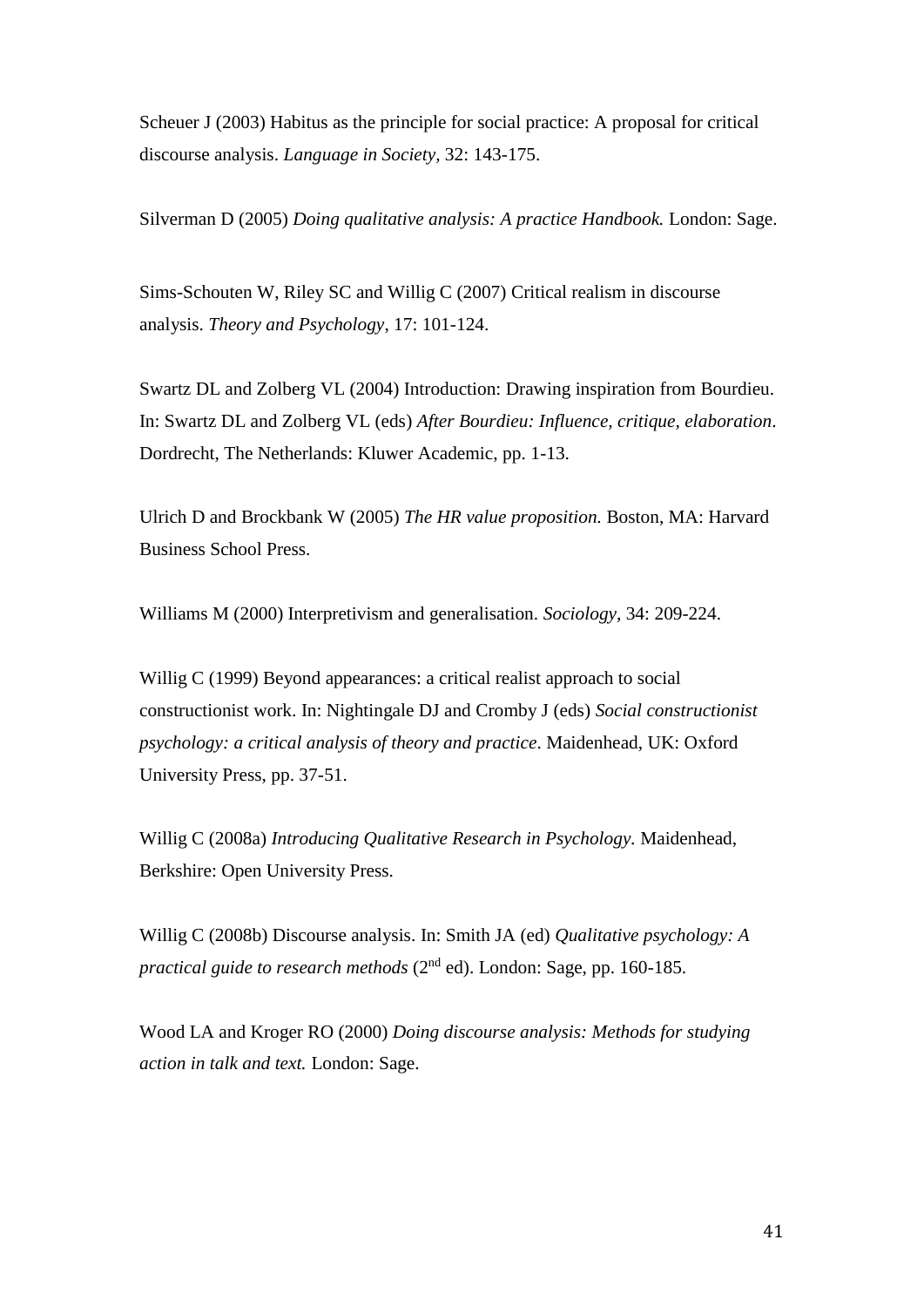Scheuer J (2003) Habitus as the principle for social practice: A proposal for critical discourse analysis. *Language in Society*, 32: 143-175.

Silverman D (2005) *Doing qualitative analysis: A practice Handbook.* London: Sage.

Sims-Schouten W, Riley SC and Willig C (2007) Critical realism in discourse analysis. *Theory and Psychology*, 17: 101-124.

Swartz DL and Zolberg VL (2004) Introduction: Drawing inspiration from Bourdieu. In: Swartz DL and Zolberg VL (eds) *After Bourdieu: Influence, critique, elaboration*. Dordrecht, The Netherlands: Kluwer Academic, pp. 1-13.

Ulrich D and Brockbank W (2005) *The HR value proposition.* Boston, MA: Harvard Business School Press.

Williams M (2000) Interpretivism and generalisation. *Sociology*, 34: 209-224.

Willig C (1999) Beyond appearances: a critical realist approach to social constructionist work. In: Nightingale DJ and Cromby J (eds) *Social constructionist psychology: a critical analysis of theory and practice*. Maidenhead, UK: Oxford University Press, pp. 37-51.

Willig C (2008a) *Introducing Qualitative Research in Psychology.* Maidenhead, Berkshire: Open University Press.

Willig C (2008b) Discourse analysis. In: Smith JA (ed) *Qualitative psychology: A practical guide to research methods* (2nd ed). London: Sage, pp. 160-185.

Wood LA and Kroger RO (2000) *Doing discourse analysis: Methods for studying action in talk and text.* London: Sage.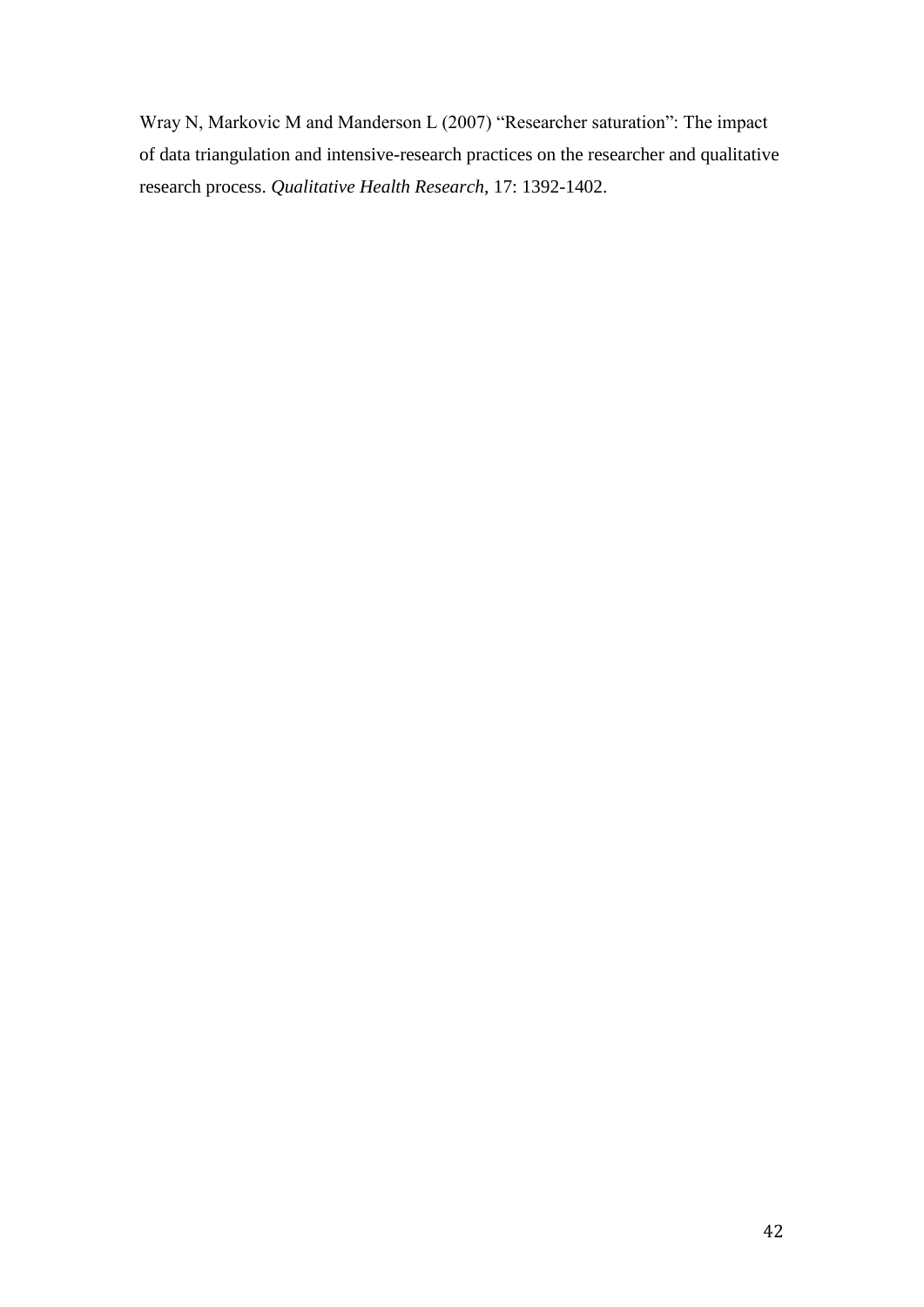Wray N, Markovic M and Manderson L (2007) “Researcher saturation”: The impact of data triangulation and intensive-research practices on the researcher and qualitative research process. *Qualitative Health Research*, 17: 1392-1402.